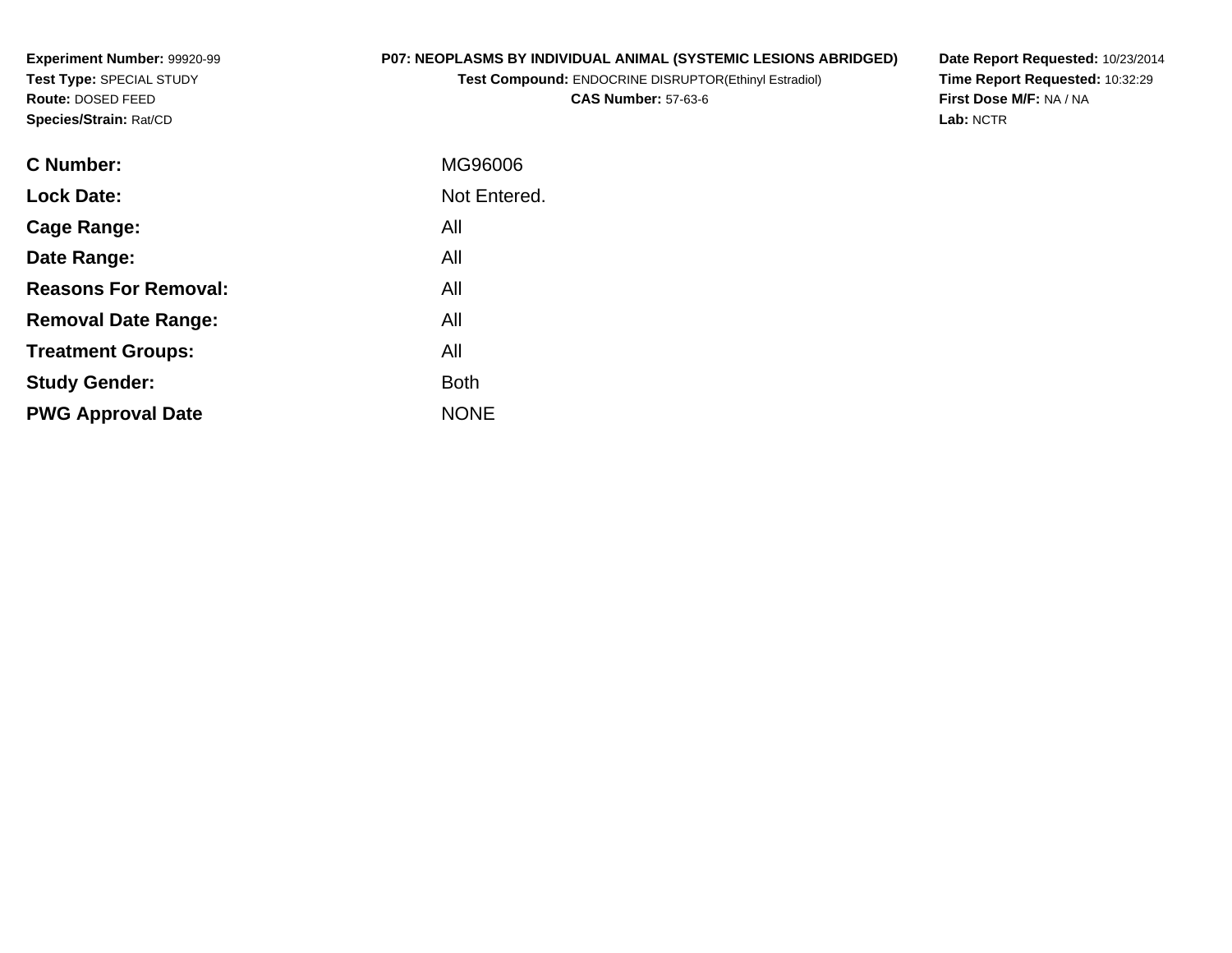**Experiment Number:** 99920-99
**Test Type:** SPECIAL STUDY
**Route:** DOSED FEED
**Species/Strain:** Rat/CD

**P07: NEOPLASMS BY INDIVIDUAL ANIMAL (SYSTEMIC LESIONS ABRIDGED)**
**Test Compound:** ENDOCRINE DISRUPTOR(Ethinyl Estradiol)
**CAS Number:** 57-63-6

**Date Report Requested:** 10/23/2014
**Time Report Requested:** 10:32:29
**First Dose M/F:** NA / NA
**Lab:** NCTR

| | |
|---|---|
| **C Number:** | MG96006 |
| **Lock Date:** | Not Entered. |
| **Cage Range:** | All |
| **Date Range:** | All |
| **Reasons For Removal:** | All |
| **Removal Date Range:** | All |
| **Treatment Groups:** | All |
| **Study Gender:** | Both |
| **PWG Approval Date** | NONE |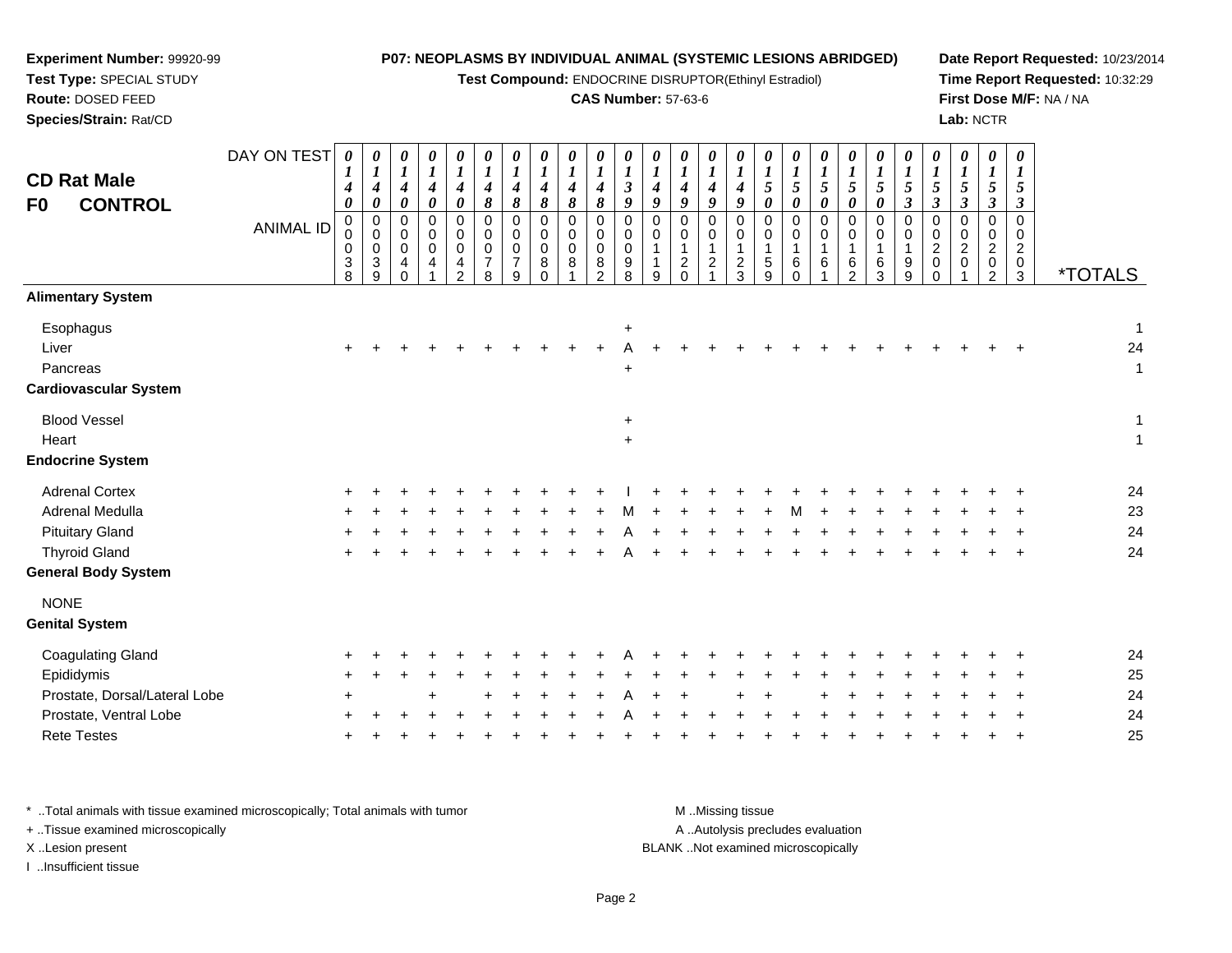**Experiment Number:** 99920-99
**Test Type:** SPECIAL STUDY
**Route:** DOSED FEED
**Species/Strain:** Rat/CD

**P07: NEOPLASMS BY INDIVIDUAL ANIMAL (SYSTEMIC LESIONS ABRIDGED)**
**Test Compound:** ENDOCRINE DISRUPTOR(Ethinyl Estradiol)
**CAS Number:** 57-63-6

**Date Report Requested:** 10/23/2014
**Time Report Requested:** 10:32:29
**First Dose M/F:** NA / NA
**Lab:** NCTR

## CD Rat Male
## F0 CONTROL

| DAY ON TEST | 0140 | 0140 | 0140 | 0140 | 0140 | 0148 | 0148 | 0148 | 0148 | 0148 | 0139 | 0149 | 0149 | 0149 | 0149 | 0150 | 0150 | 0150 | 0150 | 0150 | 0153 | 0153 | 0153 | 0153 | 0153 | |
|---|---|---|---|---|---|---|---|---|---|---|---|---|---|---|---|---|---|---|---|---|---|---|---|---|---|---|
| **ANIMAL ID** | 0038 | 0039 | 0040 | 0041 | 0042 | 0078 | 0079 | 0080 | 0081 | 0082 | 0098 | 0119 | 0120 | 0121 | 0123 | 0159 | 0160 | 0161 | 0162 | 0163 | 0199 | 0200 | 0201 | 0202 | 0203 | ***TOTALS** |
| **Alimentary System** | | | | | | | | | | | | | | | | | | | | | | | | | | |
| Esophagus | | | | | | | | | | | + | | | | | | | | | | | | | | | 1 |
| Liver | + | + | + | + | + | + | + | + | + | + | A | + | + | + | + | + | + | + | + | + | + | + | + | + | + | 24 |
| Pancreas | | | | | | | | | | | + | | | | | | | | | | | | | | | 1 |
| **Cardiovascular System** | | | | | | | | | | | | | | | | | | | | | | | | | | |
| Blood Vessel | | | | | | | | | | | + | | | | | | | | | | | | | | | 1 |
| Heart | | | | | | | | | | | + | | | | | | | | | | | | | | | 1 |
| **Endocrine System** | | | | | | | | | | | | | | | | | | | | | | | | | | |
| Adrenal Cortex | + | + | + | + | + | + | + | + | + | + | I | + | + | + | + | + | + | + | + | + | + | + | + | + | + | 24 |
| Adrenal Medulla | + | + | + | + | + | + | + | + | + | + | M | + | + | + | + | + | M | + | + | + | + | + | + | + | + | 23 |
| Pituitary Gland | + | + | + | + | + | + | + | + | + | + | A | + | + | + | + | + | + | + | + | + | + | + | + | + | + | 24 |
| Thyroid Gland | + | + | + | + | + | + | + | + | + | + | A | + | + | + | + | + | + | + | + | + | + | + | + | + | + | 24 |
| **General Body System** | | | | | | | | | | | | | | | | | | | | | | | | | | |
| NONE | | | | | | | | | | | | | | | | | | | | | | | | | | |
| **Genital System** | | | | | | | | | | | | | | | | | | | | | | | | | | |
| Coagulating Gland | + | + | + | + | + | + | + | + | + | + | A | + | + | + | + | + | + | + | + | + | + | + | + | + | + | 24 |
| Epididymis | + | + | + | + | + | + | + | + | + | + | + | + | + | + | + | + | + | + | + | + | + | + | + | + | + | 25 |
| Prostate, Dorsal/Lateral Lobe | + | | | + | | + | + | + | + | + | A | + | + | | + | + | | + | + | + | + | + | + | + | + | 24 |
| Prostate, Ventral Lobe | + | + | + | + | + | + | + | + | + | + | A | + | + | + | + | + | + | + | + | + | + | + | + | + | + | 24 |
| Rete Testes | + | + | + | + | + | + | + | + | + | + | + | + | + | + | + | + | + | + | + | + | + | + | + | + | + | 25 |

* ..Total animals with tissue examined microscopically; Total animals with tumor
+ ..Tissue examined microscopically
X ..Lesion present
I ..Insufficient tissue

M ..Missing tissue
A ..Autolysis precludes evaluation
BLANK ..Not examined microscopically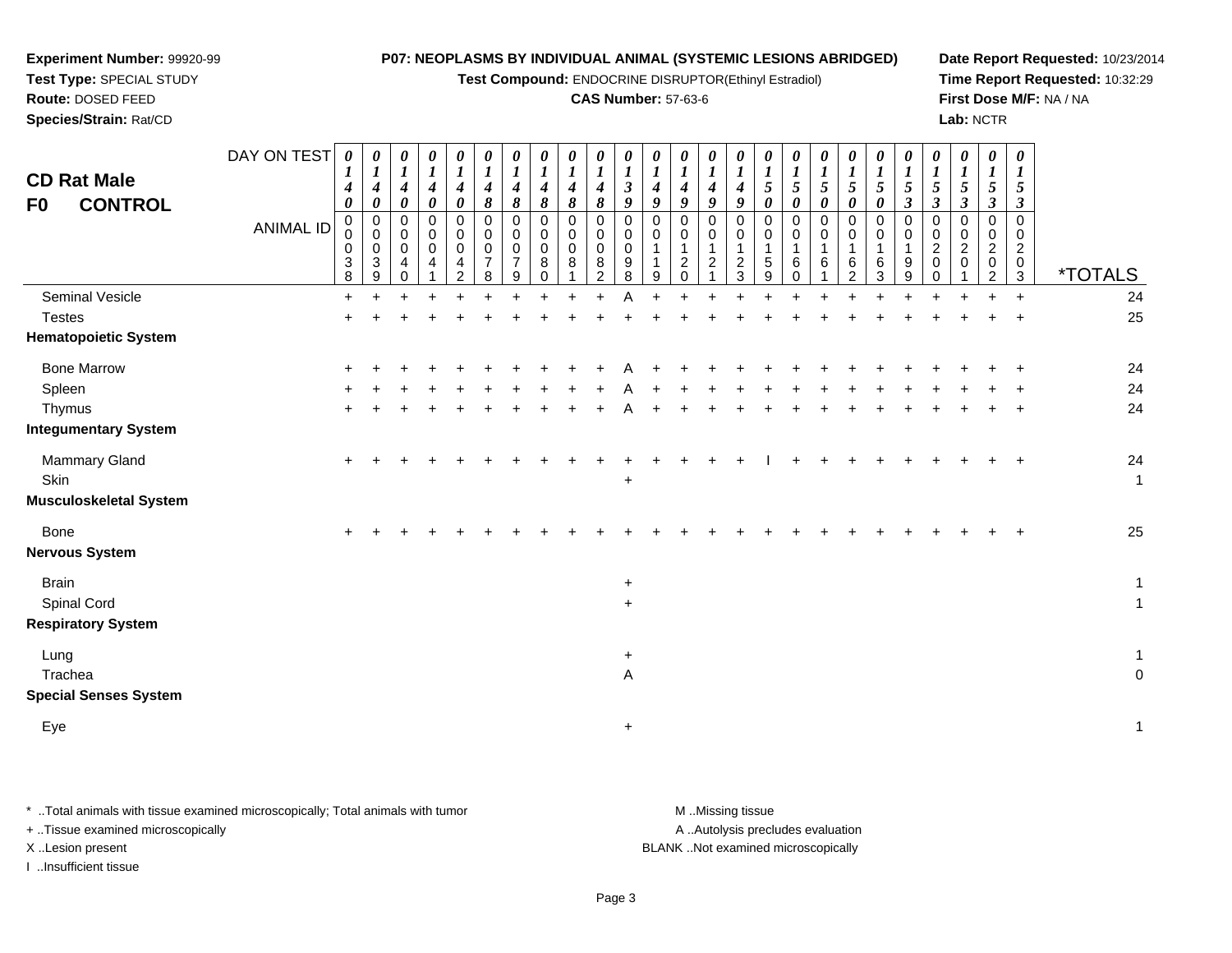**Experiment Number:** 99920-99
**Test Type:** SPECIAL STUDY
**Route:** DOSED FEED
**Species/Strain:** Rat/CD

**P07: NEOPLASMS BY INDIVIDUAL ANIMAL (SYSTEMIC LESIONS ABRIDGED)**
**Test Compound:** ENDOCRINE DISRUPTOR(Ethinyl Estradiol)
**CAS Number:** 57-63-6

**Date Report Requested:** 10/23/2014
**Time Report Requested:** 10:32:29
**First Dose M/F:** NA / NA
**Lab:** NCTR

## CD Rat Male
## F0 CONTROL

| DAY ON TEST | 0140 | 0140 | 0140 | 0140 | 0140 | 0148 | 0148 | 0148 | 0148 | 0148 | 0139 | 0149 | 0149 | 0149 | 0149 | 0150 | 0150 | 0150 | 0150 | 0150 | 0153 | 0153 | 0153 | 0153 | 0153 | |
|---|---|---|---|---|---|---|---|---|---|---|---|---|---|---|---|---|---|---|---|---|---|---|---|---|---|---|
| **ANIMAL ID** | 00038 | 00039 | 00040 | 00041 | 00042 | 00078 | 00079 | 00080 | 00081 | 00082 | 00098 | 00119 | 00120 | 00121 | 00123 | 00159 | 00160 | 00161 | 00162 | 00163 | 00199 | 00200 | 00201 | 00202 | 00203 | ***TOTALS** |
| Seminal Vesicle | + | + | + | + | + | + | + | + | + | + | A | + | + | + | + | + | + | + | + | + | + | + | + | + | + | 24 |
| Testes | + | + | + | + | + | + | + | + | + | + | + | + | + | + | + | + | + | + | + | + | + | + | + | + | + | 25 |
| **Hematopoietic System** | | | | | | | | | | | | | | | | | | | | | | | | | | |
| Bone Marrow | + | + | + | + | + | + | + | + | + | + | A | + | + | + | + | + | + | + | + | + | + | + | + | + | + | 24 |
| Spleen | + | + | + | + | + | + | + | + | + | + | A | + | + | + | + | + | + | + | + | + | + | + | + | + | + | 24 |
| Thymus | + | + | + | + | + | + | + | + | + | + | A | + | + | + | + | + | + | + | + | + | + | + | + | + | + | 24 |
| **Integumentary System** | | | | | | | | | | | | | | | | | | | | | | | | | | |
| Mammary Gland | + | + | + | + | + | + | + | + | + | + | + | + | + | + | + | I | + | + | + | + | + | + | + | + | + | 24 |
| Skin | | | | | | | | | | | + | | | | | | | | | | | | | | | 1 |
| **Musculoskeletal System** | | | | | | | | | | | | | | | | | | | | | | | | | | |
| Bone | + | + | + | + | + | + | + | + | + | + | + | + | + | + | + | + | + | + | + | + | + | + | + | + | + | 25 |
| **Nervous System** | | | | | | | | | | | | | | | | | | | | | | | | | | |
| Brain | | | | | | | | | | | + | | | | | | | | | | | | | | | 1 |
| Spinal Cord | | | | | | | | | | | + | | | | | | | | | | | | | | | 1 |
| **Respiratory System** | | | | | | | | | | | | | | | | | | | | | | | | | | |
| Lung | | | | | | | | | | | + | | | | | | | | | | | | | | | 1 |
| Trachea | | | | | | | | | | | A | | | | | | | | | | | | | | | 0 |
| **Special Senses System** | | | | | | | | | | | | | | | | | | | | | | | | | | |
| Eye | | | | | | | | | | | + | | | | | | | | | | | | | | | 1 |

* ..Total animals with tissue examined microscopically; Total animals with tumor
+ ..Tissue examined microscopically
X ..Lesion present
I ..Insufficient tissue

M ..Missing tissue
A ..Autolysis precludes evaluation
BLANK ..Not examined microscopically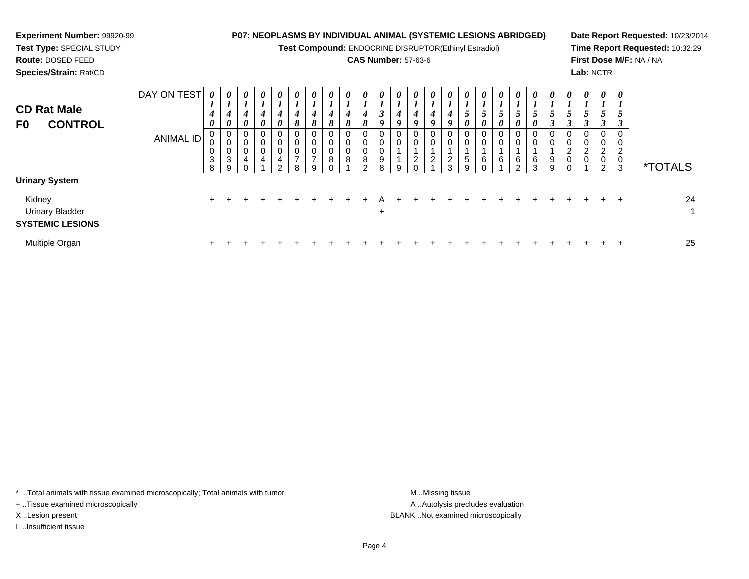**Experiment Number:** 99920-99

**Test Type:** SPECIAL STUDY

**Route:** DOSED FEED

**Species/Strain:** Rat/CD

**P07: NEOPLASMS BY INDIVIDUAL ANIMAL (SYSTEMIC LESIONS ABRIDGED)**

**Test Compound:** ENDOCRINE DISRUPTOR(Ethinyl Estradiol)

**CAS Number:** 57-63-6

**Date Report Requested:** 10/23/2014

**Time Report Requested:** 10:32:29

**First Dose M/F:** NA / NA

**Lab:** NCTR

## CD Rat Male
## F0 CONTROL

| DAY ON TEST | 0140 | 0140 | 0140 | 0140 | 0140 | 0148 | 0148 | 0148 | 0148 | 0148 | 0139 | 0149 | 0149 | 0149 | 0149 | 0150 | 0150 | 0150 | 0150 | 0150 | 0153 | 0153 | 0153 | 0153 | 0153 | |
|---|---|---|---|---|---|---|---|---|---|---|---|---|---|---|---|---|---|---|---|---|---|---|---|---|---|---|
| **ANIMAL ID** | 00038 | 00039 | 00040 | 00041 | 00042 | 00078 | 00079 | 00080 | 00081 | 00082 | 00098 | 00119 | 00120 | 00121 | 00123 | 00159 | 00160 | 00161 | 00162 | 00163 | 00199 | 00200 | 00201 | 00202 | 00203 | ***TOTALS** |
| **Urinary System** | | | | | | | | | | | | | | | | | | | | | | | | | | |
| Kidney | + | + | + | + | + | + | + | + | + | + | A | + | + | + | + | + | + | + | + | + | + | + | + | + | + | 24 |
| Urinary Bladder | | | | | | | | | | | + | | | | | | | | | | | | | | | 1 |
| **SYSTEMIC LESIONS** | | | | | | | | | | | | | | | | | | | | | | | | | | |
| Multiple Organ | + | + | + | + | + | + | + | + | + | + | + | + | + | + | + | + | + | + | + | + | + | + | + | + | + | 25 |

\* ..Total animals with tissue examined microscopically; Total animals with tumor

\+ ..Tissue examined microscopically

X ..Lesion present

I ..Insufficient tissue

M ..Missing tissue

A ..Autolysis precludes evaluation

BLANK ..Not examined microscopically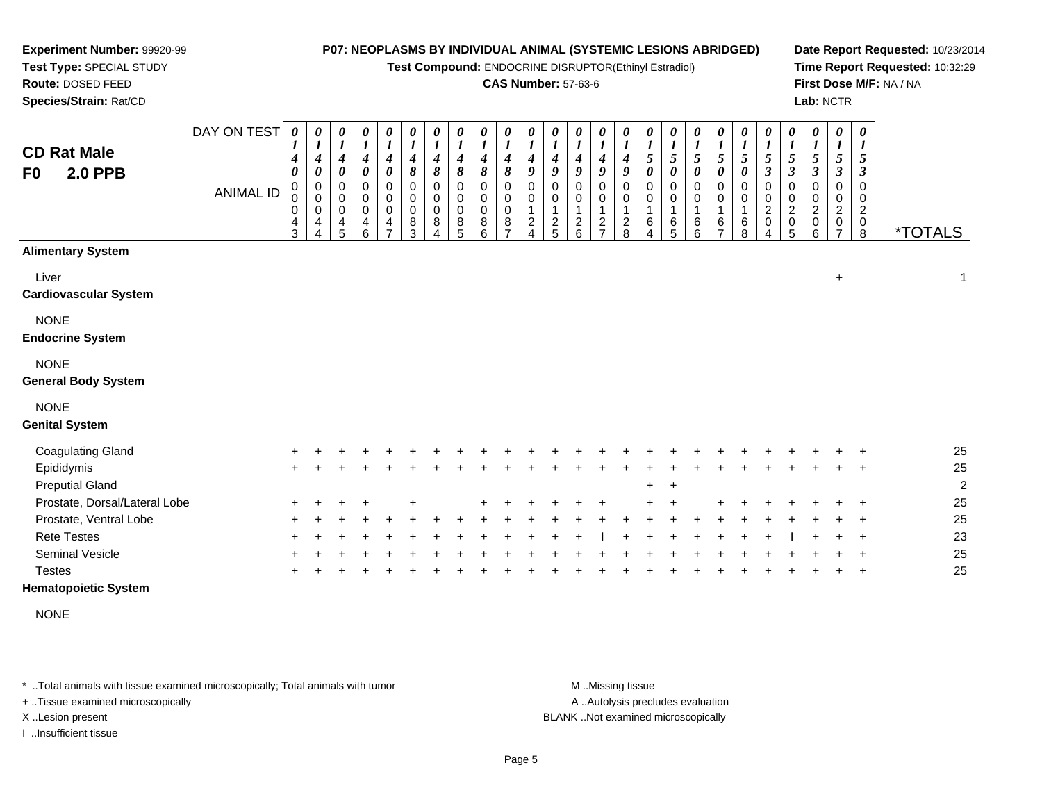**Experiment Number:** 99920-99
**Test Type:** SPECIAL STUDY
**Route:** DOSED FEED
**Species/Strain:** Rat/CD

**P07: NEOPLASMS BY INDIVIDUAL ANIMAL (SYSTEMIC LESIONS ABRIDGED)**
**Test Compound:** ENDOCRINE DISRUPTOR(Ethinyl Estradiol)
**CAS Number:** 57-63-6

**Date Report Requested:** 10/23/2014
**Time Report Requested:** 10:32:29
**First Dose M/F:** NA / NA
**Lab:** NCTR

## CD Rat Male
## F0 2.0 PPB

| DAY ON TEST | 0140 | 0140 | 0140 | 0140 | 0140 | 0148 | 0148 | 0148 | 0148 | 0148 | 0149 | 0149 | 0149 | 0149 | 0149 | 0150 | 0150 | 0150 | 0150 | 0150 | 0153 | 0153 | 0153 | 0153 | 0153 | |
|---|---|---|---|---|---|---|---|---|---|---|---|---|---|---|---|---|---|---|---|---|---|---|---|---|---|---|
| **ANIMAL ID** | 0043 | 0044 | 0045 | 0046 | 0047 | 0083 | 0084 | 0085 | 0086 | 0087 | 0124 | 0125 | 0126 | 0127 | 0128 | 0164 | 0165 | 0166 | 0167 | 0168 | 0204 | 0205 | 0206 | 0207 | 0208 | ***TOTALS** |
| **Alimentary System** | | | | | | | | | | | | | | | | | | | | | | | | | | |
| Liver | | | | | | | | | | | | | | | | | | | | | | | | + | | 1 |
| **Cardiovascular System** | | | | | | | | | | | | | | | | | | | | | | | | | | |
| NONE | | | | | | | | | | | | | | | | | | | | | | | | | | |
| **Endocrine System** | | | | | | | | | | | | | | | | | | | | | | | | | | |
| NONE | | | | | | | | | | | | | | | | | | | | | | | | | | |
| **General Body System** | | | | | | | | | | | | | | | | | | | | | | | | | | |
| NONE | | | | | | | | | | | | | | | | | | | | | | | | | | |
| **Genital System** | | | | | | | | | | | | | | | | | | | | | | | | | | |
| Coagulating Gland | + | + | + | + | + | + | + | + | + | + | + | + | + | + | + | + | + | + | + | + | + | + | + | + | + | 25 |
| Epididymis | + | + | + | + | + | + | + | + | + | + | + | + | + | + | + | + | + | + | + | + | + | + | + | + | + | 25 |
| Preputial Gland | | | | | | | | | | | | | | | | + | + | | | | | | | | | 2 |
| Prostate, Dorsal/Lateral Lobe | + | + | + | + | | + | | | + | + | + | + | + | + | | + | + | | + | + | + | + | + | + | + | 25 |
| Prostate, Ventral Lobe | + | + | + | + | + | + | + | + | + | + | + | + | + | + | + | + | + | + | + | + | + | + | + | + | + | 25 |
| Rete Testes | + | + | + | + | + | + | + | + | + | + | + | + | + | I | + | + | + | + | + | + | + | I | + | + | + | 23 |
| Seminal Vesicle | + | + | + | + | + | + | + | + | + | + | + | + | + | + | + | + | + | + | + | + | + | + | + | + | + | 25 |
| Testes | + | + | + | + | + | + | + | + | + | + | + | + | + | + | + | + | + | + | + | + | + | + | + | + | + | 25 |
| **Hematopoietic System** | | | | | | | | | | | | | | | | | | | | | | | | | | |
| NONE | | | | | | | | | | | | | | | | | | | | | | | | | | |

\* ..Total animals with tissue examined microscopically; Total animals with tumor
\+ ..Tissue examined microscopically
X ..Lesion present
I ..Insufficient tissue

M ..Missing tissue
A ..Autolysis precludes evaluation
BLANK ..Not examined microscopically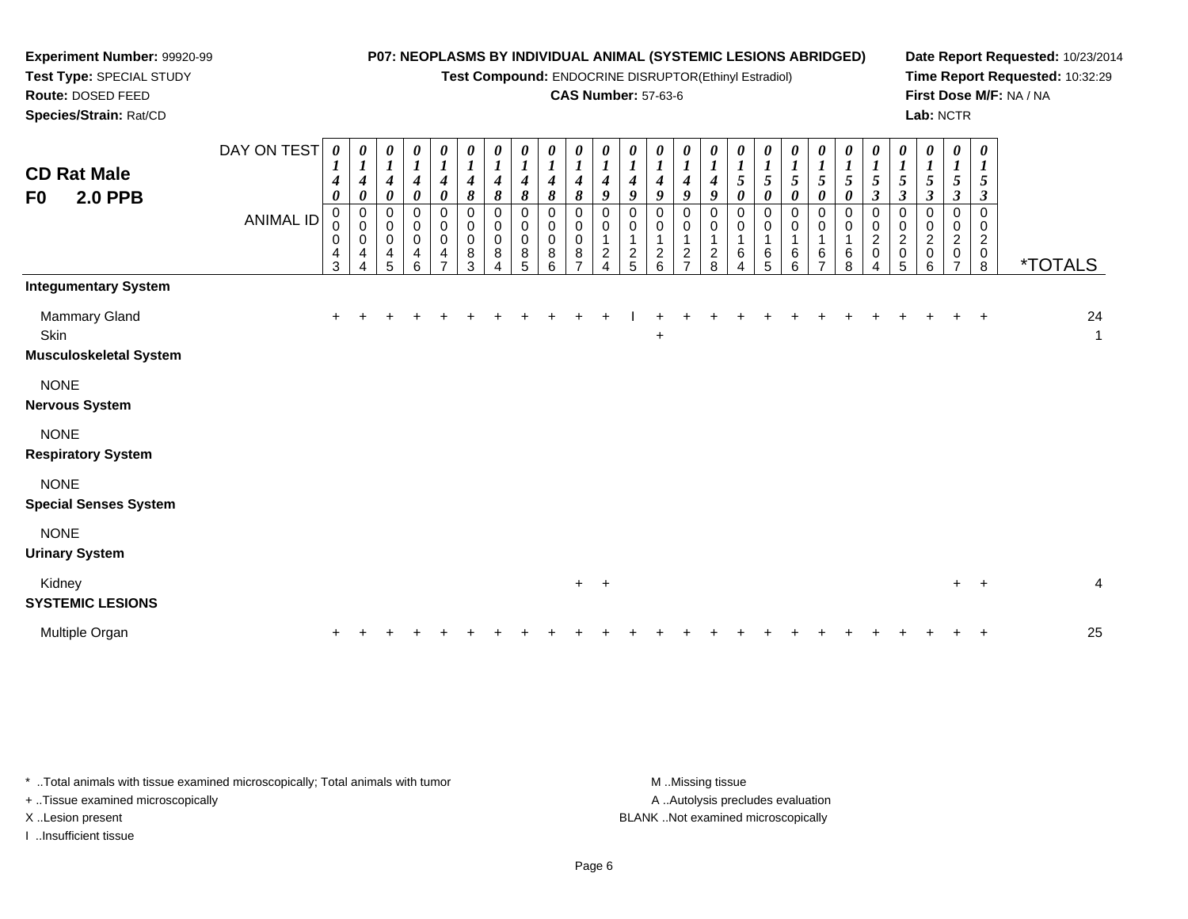**Experiment Number:** 99920-99
**Test Type:** SPECIAL STUDY
**Route:** DOSED FEED
**Species/Strain:** Rat/CD

**P07: NEOPLASMS BY INDIVIDUAL ANIMAL (SYSTEMIC LESIONS ABRIDGED)**
**Test Compound:** ENDOCRINE DISRUPTOR(Ethinyl Estradiol)
**CAS Number:** 57-63-6

**Date Report Requested:** 10/23/2014
**Time Report Requested:** 10:32:29
**First Dose M/F:** NA / NA
**Lab:** NCTR

## CD Rat Male F0 2.0 PPB

| DAY ON TEST | 0140 | 0140 | 0140 | 0140 | 0140 | 0148 | 0148 | 0148 | 0148 | 0148 | 0149 | 0149 | 0149 | 0149 | 0149 | 0150 | 0150 | 0150 | 0150 | 0150 | 0153 | 0153 | 0153 | 0153 | 0153 | |
|---|---|---|---|---|---|---|---|---|---|---|---|---|---|---|---|---|---|---|---|---|---|---|---|---|---|---|
| ANIMAL ID | 00043 | 00044 | 00045 | 00046 | 00047 | 00083 | 00084 | 00085 | 00086 | 00087 | 00124 | 00125 | 00126 | 00127 | 00128 | 00164 | 00165 | 00166 | 00167 | 00168 | 00204 | 00205 | 00206 | 00207 | 00208 | *TOTALS |
| **Integumentary System** | | | | | | | | | | | | | | | | | | | | | | | | | | |
| Mammary Gland | + | + | + | + | + | + | + | + | + | + | + | I | + | + | + | + | + | + | + | + | + | + | + | + | + | 24 |
| Skin | | | | | | | | | | | | | + | | | | | | | | | | | | | 1 |
| **Musculoskeletal System** | | | | | | | | | | | | | | | | | | | | | | | | | | |
| NONE | | | | | | | | | | | | | | | | | | | | | | | | | | |
| **Nervous System** | | | | | | | | | | | | | | | | | | | | | | | | | | |
| NONE | | | | | | | | | | | | | | | | | | | | | | | | | | |
| **Respiratory System** | | | | | | | | | | | | | | | | | | | | | | | | | | |
| NONE | | | | | | | | | | | | | | | | | | | | | | | | | | |
| **Special Senses System** | | | | | | | | | | | | | | | | | | | | | | | | | | |
| NONE | | | | | | | | | | | | | | | | | | | | | | | | | | |
| **Urinary System** | | | | | | | | | | | | | | | | | | | | | | | | | | |
| Kidney | | | | | | | | | | + | + | | | | | | | | | | | | | + | + | 4 |
| **SYSTEMIC LESIONS** | | | | | | | | | | | | | | | | | | | | | | | | | | |
| Multiple Organ | + | + | + | + | + | + | + | + | + | + | + | + | + | + | + | + | + | + | + | + | + | + | + | + | + | 25 |

\* ..Total animals with tissue examined microscopically; Total animals with tumor
\+ ..Tissue examined microscopically
X ..Lesion present
I ..Insufficient tissue

M ..Missing tissue
A ..Autolysis precludes evaluation
BLANK ..Not examined microscopically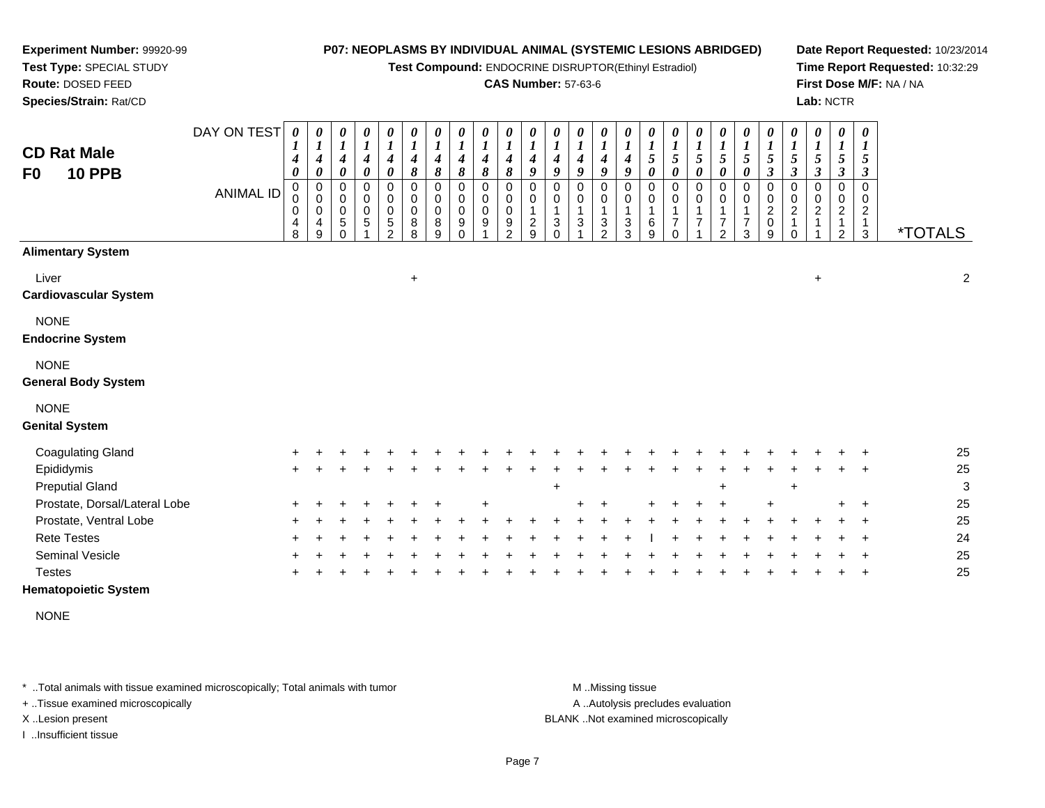**Experiment Number:** 99920-99
**Test Type:** SPECIAL STUDY
**Route:** DOSED FEED
**Species/Strain:** Rat/CD

**P07: NEOPLASMS BY INDIVIDUAL ANIMAL (SYSTEMIC LESIONS ABRIDGED)**
**Test Compound:** ENDOCRINE DISRUPTOR(Ethinyl Estradiol)
**CAS Number:** 57-63-6

**Date Report Requested:** 10/23/2014
**Time Report Requested:** 10:32:29
**First Dose M/F:** NA / NA
**Lab:** NCTR

## CD Rat Male
## F0 10 PPB

| DAY ON TEST | 0140 | 0140 | 0140 | 0140 | 0140 | 0148 | 0148 | 0148 | 0148 | 0148 | 0149 | 0149 | 0149 | 0149 | 0149 | 0150 | 0150 | 0150 | 0150 | 0150 | 0153 | 0153 | 0153 | 0153 | 0153 | |
|---|---|---|---|---|---|---|---|---|---|---|---|---|---|---|---|---|---|---|---|---|---|---|---|---|---|---|
| **ANIMAL ID** | 0048 | 0049 | 0050 | 0051 | 0052 | 0088 | 0089 | 0090 | 0091 | 0092 | 0129 | 0130 | 0131 | 0132 | 0133 | 0169 | 0170 | 0171 | 0172 | 0173 | 0209 | 0210 | 0211 | 0212 | 0213 | ***TOTALS** |
| **Alimentary System** | | | | | | | | | | | | | | | | | | | | | | | | | | |
| Liver | | | | | | + | | | | | | | | | | | | | | | | | + | | | 2 |
| **Cardiovascular System** | | | | | | | | | | | | | | | | | | | | | | | | | | |
| NONE | | | | | | | | | | | | | | | | | | | | | | | | | | |
| **Endocrine System** | | | | | | | | | | | | | | | | | | | | | | | | | | |
| NONE | | | | | | | | | | | | | | | | | | | | | | | | | | |
| **General Body System** | | | | | | | | | | | | | | | | | | | | | | | | | | |
| NONE | | | | | | | | | | | | | | | | | | | | | | | | | | |
| **Genital System** | | | | | | | | | | | | | | | | | | | | | | | | | | |
| Coagulating Gland | + | + | + | + | + | + | + | + | + | + | + | + | + | + | + | + | + | + | + | + | + | + | + | + | + | 25 |
| Epididymis | + | + | + | + | + | + | + | + | + | + | + | + | + | + | + | + | + | + | + | + | + | + | + | + | + | 25 |
| Preputial Gland | | | | | | | | | | | | + | | | | | | | + | | | + | | | | 3 |
| Prostate, Dorsal/Lateral Lobe | + | + | + | + | + | + | + | | + | | | | + | + | | + | + | + | + | | + | | | + | + | 25 |
| Prostate, Ventral Lobe | + | + | + | + | + | + | + | + | + | + | + | + | + | + | + | + | + | + | + | + | + | + | + | + | + | 25 |
| Rete Testes | + | + | + | + | + | + | + | + | + | + | + | + | + | + | + | I | + | + | + | + | + | + | + | + | + | 24 |
| Seminal Vesicle | + | + | + | + | + | + | + | + | + | + | + | + | + | + | + | + | + | + | + | + | + | + | + | + | + | 25 |
| Testes | + | + | + | + | + | + | + | + | + | + | + | + | + | + | + | + | + | + | + | + | + | + | + | + | + | 25 |
| **Hematopoietic System** | | | | | | | | | | | | | | | | | | | | | | | | | | |
| NONE | | | | | | | | | | | | | | | | | | | | | | | | | | |

* ..Total animals with tissue examined microscopically; Total animals with tumor
+ ..Tissue examined microscopically
X ..Lesion present
I ..Insufficient tissue

M ..Missing tissue
A ..Autolysis precludes evaluation
BLANK ..Not examined microscopically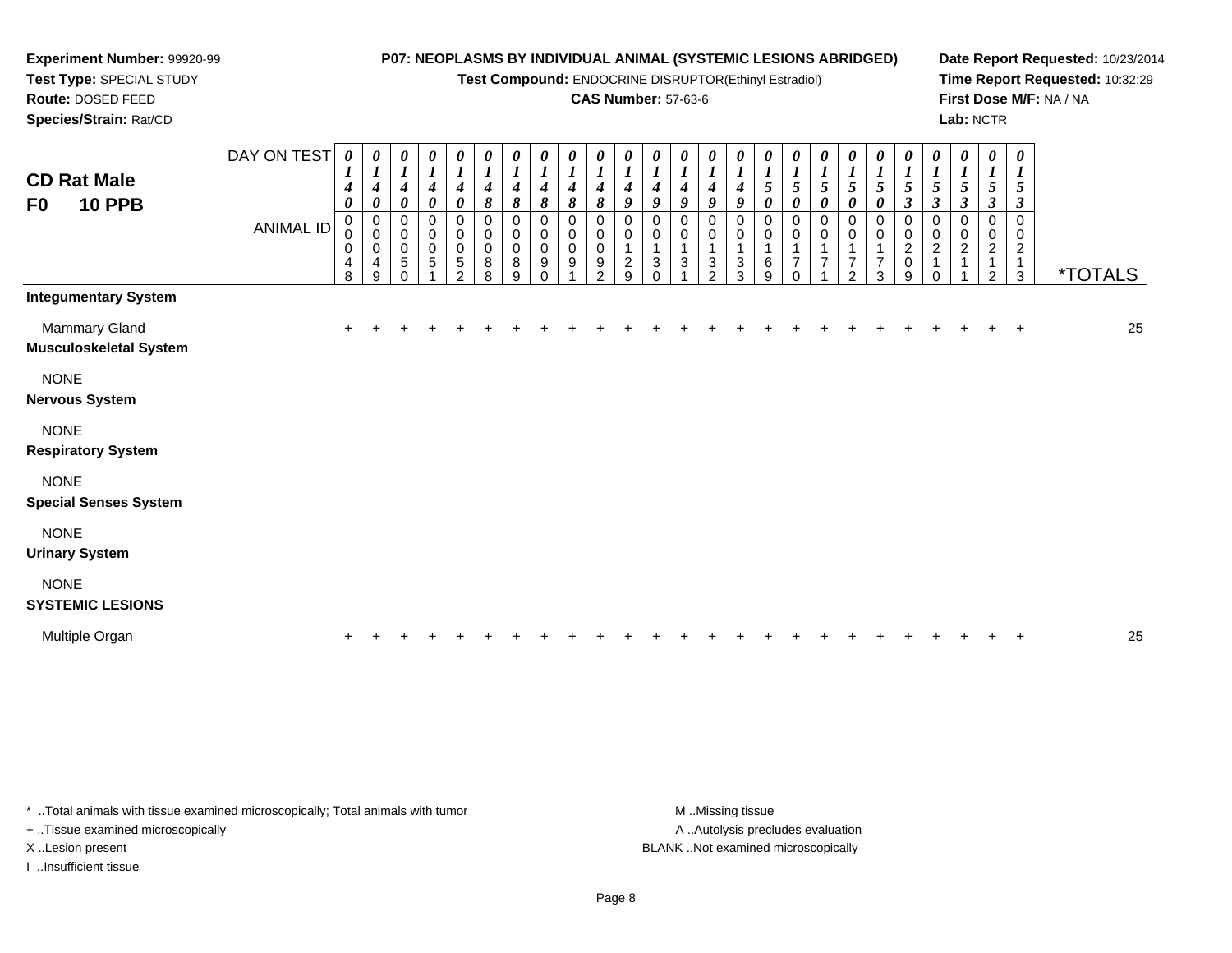**Experiment Number:** 99920-99
**Test Type:** SPECIAL STUDY
**Route:** DOSED FEED
**Species/Strain:** Rat/CD

**P07: NEOPLASMS BY INDIVIDUAL ANIMAL (SYSTEMIC LESIONS ABRIDGED)**
**Test Compound:** ENDOCRINE DISRUPTOR(Ethinyl Estradiol)
**CAS Number:** 57-63-6

**Date Report Requested:** 10/23/2014
**Time Report Requested:** 10:32:29
**First Dose M/F:** NA / NA
**Lab:** NCTR

## CD Rat Male
## F0 10 PPB

| DAY ON TEST | 0140 | 0140 | 0140 | 0140 | 0140 | 0148 | 0148 | 0148 | 0148 | 0148 | 0149 | 0149 | 0149 | 0149 | 0149 | 0150 | 0150 | 0150 | 0150 | 0150 | 0153 | 0153 | 0153 | 0153 | 0153 | |
|---|---|---|---|---|---|---|---|---|---|---|---|---|---|---|---|---|---|---|---|---|---|---|---|---|---|---|
| ANIMAL ID | 00048 | 00049 | 00050 | 00051 | 00052 | 00088 | 00089 | 00090 | 00091 | 00092 | 00129 | 00130 | 00131 | 00132 | 00133 | 00169 | 00170 | 00171 | 00172 | 00173 | 00209 | 00210 | 00211 | 00212 | 00213 | *TOTALS |
| **Integumentary System** | | | | | | | | | | | | | | | | | | | | | | | | | | |
| Mammary Gland | + | + | + | + | + | + | + | + | + | + | + | + | + | + | + | + | + | + | + | + | + | + | + | + | + | 25 |
| **Musculoskeletal System** | | | | | | | | | | | | | | | | | | | | | | | | | | |
| NONE | | | | | | | | | | | | | | | | | | | | | | | | | | |
| **Nervous System** | | | | | | | | | | | | | | | | | | | | | | | | | | |
| NONE | | | | | | | | | | | | | | | | | | | | | | | | | | |
| **Respiratory System** | | | | | | | | | | | | | | | | | | | | | | | | | | |
| NONE | | | | | | | | | | | | | | | | | | | | | | | | | | |
| **Special Senses System** | | | | | | | | | | | | | | | | | | | | | | | | | | |
| NONE | | | | | | | | | | | | | | | | | | | | | | | | | | |
| **Urinary System** | | | | | | | | | | | | | | | | | | | | | | | | | | |
| NONE | | | | | | | | | | | | | | | | | | | | | | | | | | |
| **SYSTEMIC LESIONS** | | | | | | | | | | | | | | | | | | | | | | | | | | |
| Multiple Organ | + | + | + | + | + | + | + | + | + | + | + | + | + | + | + | + | + | + | + | + | + | + | + | + | + | 25 |

* ..Total animals with tissue examined microscopically; Total animals with tumor
+ ..Tissue examined microscopically
X ..Lesion present
I ..Insufficient tissue

M ..Missing tissue
A ..Autolysis precludes evaluation
BLANK ..Not examined microscopically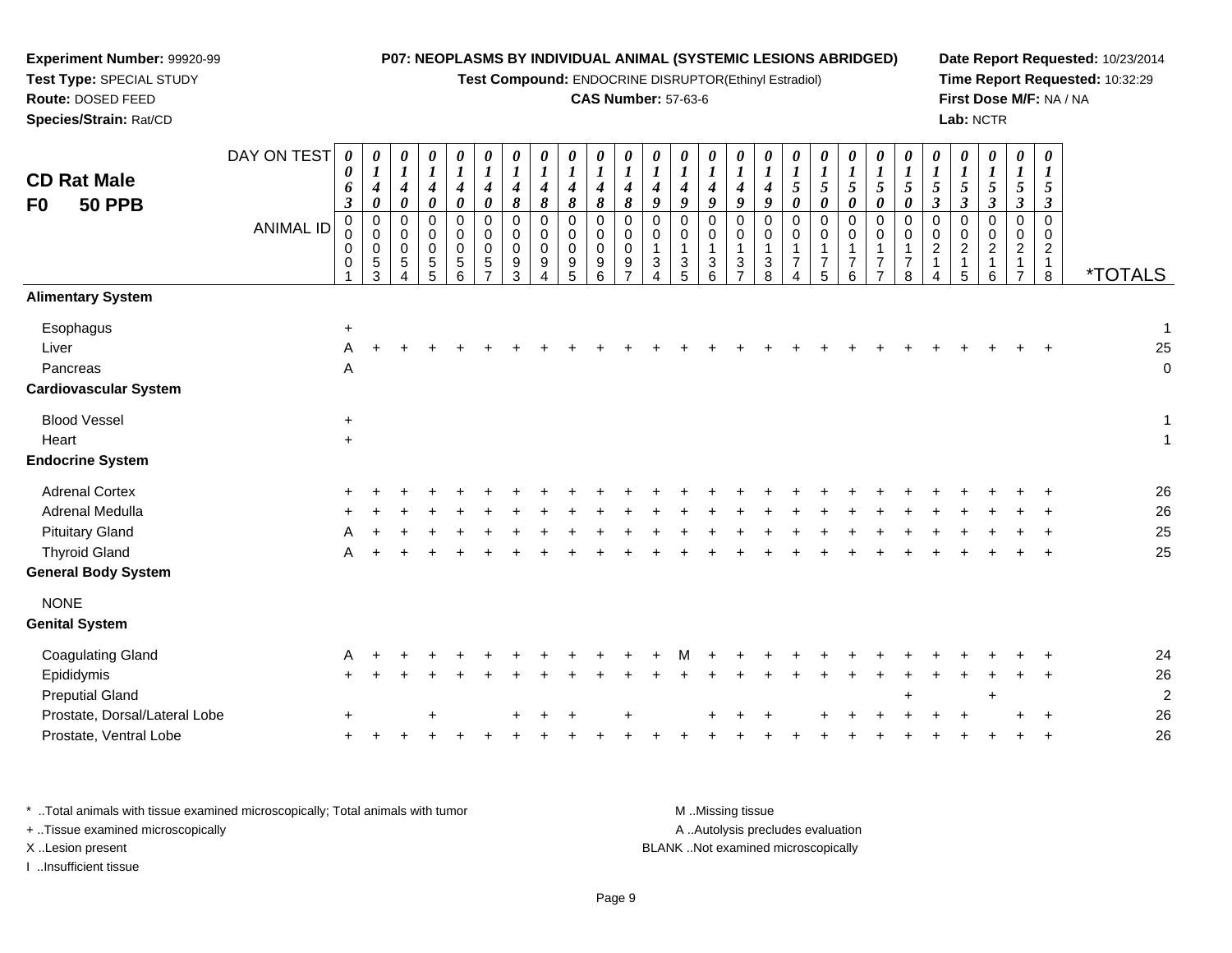**Experiment Number:** 99920-99
**Test Type:** SPECIAL STUDY
**Route:** DOSED FEED
**Species/Strain:** Rat/CD

**P07: NEOPLASMS BY INDIVIDUAL ANIMAL (SYSTEMIC LESIONS ABRIDGED)**
**Test Compound:** ENDOCRINE DISRUPTOR(Ethinyl Estradiol)
**CAS Number:** 57-63-6

**Date Report Requested:** 10/23/2014
**Time Report Requested:** 10:32:29
**First Dose M/F:** NA / NA
**Lab:** NCTR

## CD Rat Male
## F0 50 PPB

| DAY ON TEST | 0063 | 0140 | 0140 | 0140 | 0140 | 0140 | 0148 | 0148 | 0148 | 0148 | 0148 | 0149 | 0149 | 0149 | 0149 | 0149 | 0150 | 0150 | 0150 | 0150 | 0150 | 0153 | 0153 | 0153 | 0153 | 0153 | |
|---|---|---|---|---|---|---|---|---|---|---|---|---|---|---|---|---|---|---|---|---|---|---|---|---|---|---|---|
| **ANIMAL ID** | 00001 | 00053 | 00054 | 00055 | 00056 | 00057 | 00093 | 00094 | 00095 | 00096 | 00097 | 00134 | 00135 | 00136 | 00137 | 00138 | 00174 | 00175 | 00176 | 00177 | 00178 | 00214 | 00215 | 00216 | 00217 | 00218 | ***TOTALS** |
| **Alimentary System** | | | | | | | | | | | | | | | | | | | | | | | | | | | |
| Esophagus | + | | | | | | | | | | | | | | | | | | | | | | | | | | 1 |
| Liver | A | + | + | + | + | + | + | + | + | + | + | + | + | + | + | + | + | + | + | + | + | + | + | + | + | + | 25 |
| Pancreas | A | | | | | | | | | | | | | | | | | | | | | | | | | | 0 |
| **Cardiovascular System** | | | | | | | | | | | | | | | | | | | | | | | | | | | |
| Blood Vessel | + | | | | | | | | | | | | | | | | | | | | | | | | | | 1 |
| Heart | + | | | | | | | | | | | | | | | | | | | | | | | | | | 1 |
| **Endocrine System** | | | | | | | | | | | | | | | | | | | | | | | | | | | |
| Adrenal Cortex | + | + | + | + | + | + | + | + | + | + | + | + | + | + | + | + | + | + | + | + | + | + | + | + | + | + | 26 |
| Adrenal Medulla | + | + | + | + | + | + | + | + | + | + | + | + | + | + | + | + | + | + | + | + | + | + | + | + | + | + | 26 |
| Pituitary Gland | A | + | + | + | + | + | + | + | + | + | + | + | + | + | + | + | + | + | + | + | + | + | + | + | + | + | 25 |
| Thyroid Gland | A | + | + | + | + | + | + | + | + | + | + | + | + | + | + | + | + | + | + | + | + | + | + | + | + | + | 25 |
| **General Body System** | | | | | | | | | | | | | | | | | | | | | | | | | | | |
| NONE | | | | | | | | | | | | | | | | | | | | | | | | | | | |
| **Genital System** | | | | | | | | | | | | | | | | | | | | | | | | | | | |
| Coagulating Gland | A | + | + | + | + | + | + | + | + | + | + | + | M | + | + | + | + | + | + | + | + | + | + | + | + | + | 24 |
| Epididymis | + | + | + | + | + | + | + | + | + | + | + | + | + | + | + | + | + | + | + | + | + | + | + | + | + | + | 26 |
| Preputial Gland | | | | | | | | | | | | | | | | | | | | | + | | | + | | | 2 |
| Prostate, Dorsal/Lateral Lobe | + | | | + | | | + | + | + | | + | | | + | + | + | | + | + | + | + | + | + | | + | + | 26 |
| Prostate, Ventral Lobe | + | + | + | + | + | + | + | + | + | + | + | + | + | + | + | + | + | + | + | + | + | + | + | + | + | + | 26 |

\* ..Total animals with tissue examined microscopically; Total animals with tumor
\+ ..Tissue examined microscopically
X ..Lesion present
I ..Insufficient tissue

M ..Missing tissue
A ..Autolysis precludes evaluation
BLANK ..Not examined microscopically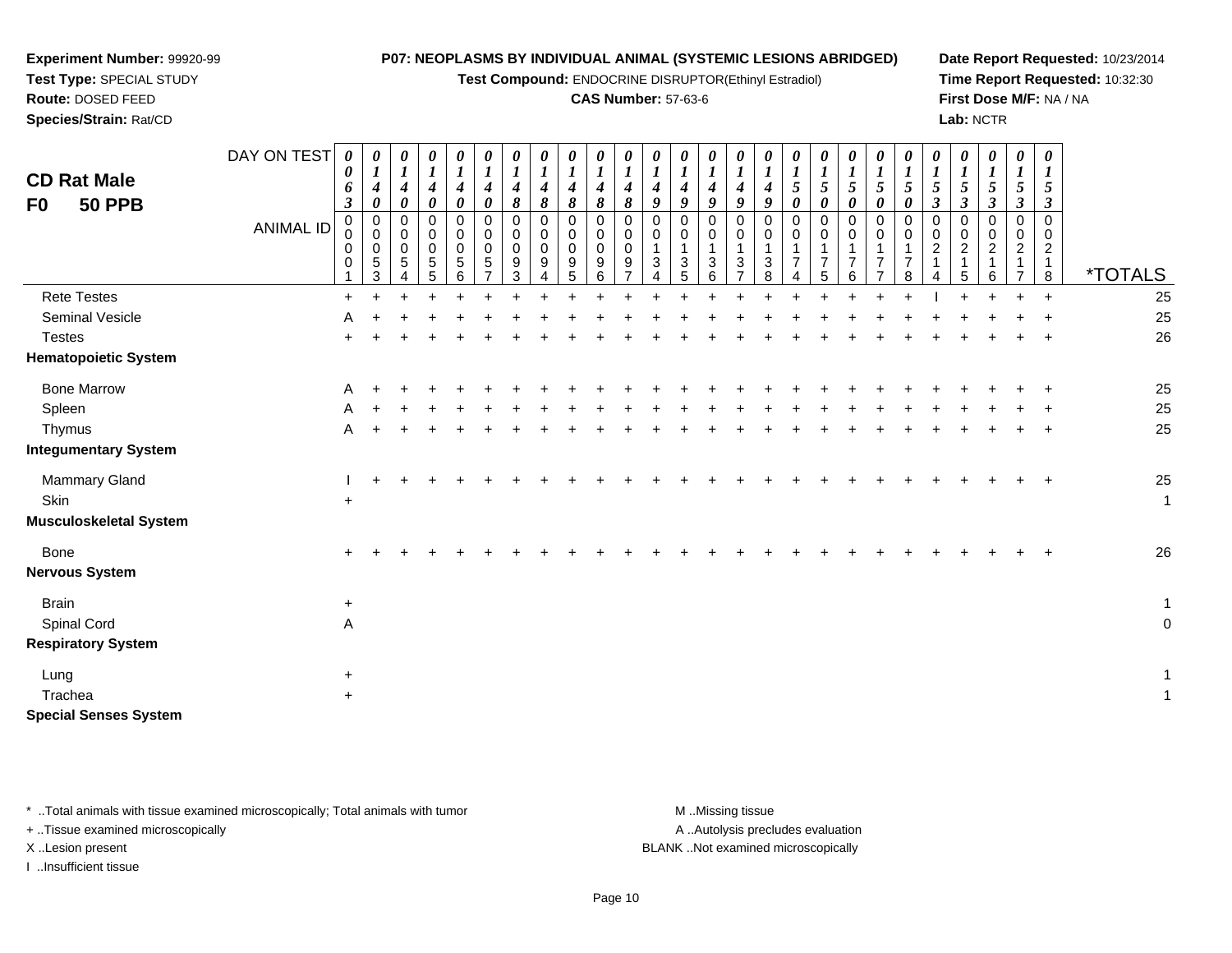**Experiment Number:** 99920-99
**Test Type:** SPECIAL STUDY
**Route:** DOSED FEED
**Species/Strain:** Rat/CD

**P07: NEOPLASMS BY INDIVIDUAL ANIMAL (SYSTEMIC LESIONS ABRIDGED)**
**Test Compound:** ENDOCRINE DISRUPTOR(Ethinyl Estradiol)
**CAS Number:** 57-63-6

**Date Report Requested:** 10/23/2014
**Time Report Requested:** 10:32:30
**First Dose M/F:** NA / NA
**Lab:** NCTR

## CD Rat Male
## F0 50 PPB

| DAY ON TEST | 0063 | 0140 | 0140 | 0140 | 0140 | 0140 | 0148 | 0148 | 0148 | 0148 | 0148 | 0149 | 0149 | 0149 | 0149 | 0149 | 0150 | 0150 | 0150 | 0150 | 0150 | 0153 | 0153 | 0153 | 0153 | 0153 | |
|---|---|---|---|---|---|---|---|---|---|---|---|---|---|---|---|---|---|---|---|---|---|---|---|---|---|---|---|
| **ANIMAL ID** | 00001 | 00053 | 00054 | 00055 | 00056 | 00057 | 00093 | 00094 | 00095 | 00096 | 00097 | 00134 | 00135 | 00136 | 00137 | 00138 | 00174 | 00175 | 00176 | 00177 | 00178 | 00214 | 00215 | 00216 | 00217 | 00218 | ***TOTALS** |
| Rete Testes | + | + | + | + | + | + | + | + | + | + | + | + | + | + | + | + | + | + | + | + | + | I | + | + | + | + | 25 |
| Seminal Vesicle | A | + | + | + | + | + | + | + | + | + | + | + | + | + | + | + | + | + | + | + | + | + | + | + | + | + | 25 |
| Testes | + | + | + | + | + | + | + | + | + | + | + | + | + | + | + | + | + | + | + | + | + | + | + | + | + | + | 26 |
| **Hematopoietic System** | | | | | | | | | | | | | | | | | | | | | | | | | | | |
| Bone Marrow | A | + | + | + | + | + | + | + | + | + | + | + | + | + | + | + | + | + | + | + | + | + | + | + | + | + | 25 |
| Spleen | A | + | + | + | + | + | + | + | + | + | + | + | + | + | + | + | + | + | + | + | + | + | + | + | + | + | 25 |
| Thymus | A | + | + | + | + | + | + | + | + | + | + | + | + | + | + | + | + | + | + | + | + | + | + | + | + | + | 25 |
| **Integumentary System** | | | | | | | | | | | | | | | | | | | | | | | | | | | |
| Mammary Gland | I | + | + | + | + | + | + | + | + | + | + | + | + | + | + | + | + | + | + | + | + | + | + | + | + | + | 25 |
| Skin | + | | | | | | | | | | | | | | | | | | | | | | | | | | 1 |
| **Musculoskeletal System** | | | | | | | | | | | | | | | | | | | | | | | | | | | |
| Bone | + | + | + | + | + | + | + | + | + | + | + | + | + | + | + | + | + | + | + | + | + | + | + | + | + | + | 26 |
| **Nervous System** | | | | | | | | | | | | | | | | | | | | | | | | | | | |
| Brain | + | | | | | | | | | | | | | | | | | | | | | | | | | | 1 |
| Spinal Cord | A | | | | | | | | | | | | | | | | | | | | | | | | | | 0 |
| **Respiratory System** | | | | | | | | | | | | | | | | | | | | | | | | | | | |
| Lung | + | | | | | | | | | | | | | | | | | | | | | | | | | | 1 |
| Trachea | + | | | | | | | | | | | | | | | | | | | | | | | | | | 1 |
| **Special Senses System** | | | | | | | | | | | | | | | | | | | | | | | | | | | |

\* ..Total animals with tissue examined microscopically; Total animals with tumor
\+ ..Tissue examined microscopically
X ..Lesion present
I ..Insufficient tissue

M ..Missing tissue
A ..Autolysis precludes evaluation
BLANK ..Not examined microscopically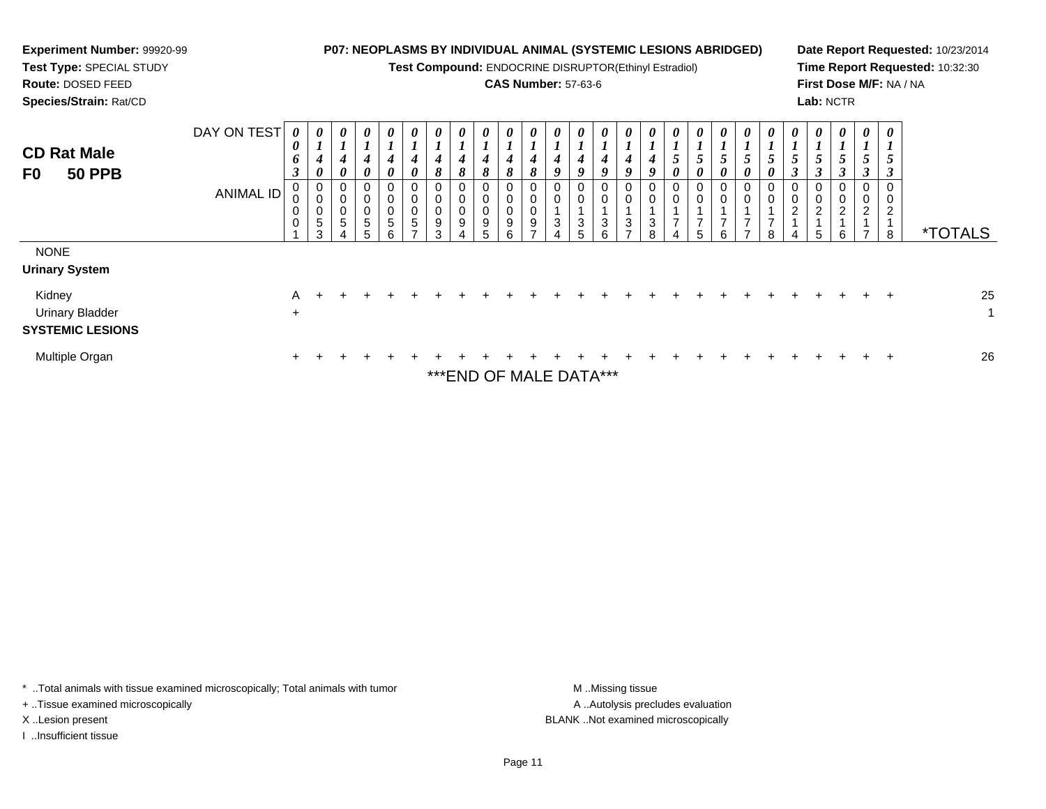**Experiment Number:** 99920-99
**Test Type:** SPECIAL STUDY
**Route:** DOSED FEED
**Species/Strain:** Rat/CD

**P07: NEOPLASMS BY INDIVIDUAL ANIMAL (SYSTEMIC LESIONS ABRIDGED)**
**Test Compound:** ENDOCRINE DISRUPTOR(Ethinyl Estradiol)
**CAS Number:** 57-63-6

**Date Report Requested:** 10/23/2014
**Time Report Requested:** 10:32:30
**First Dose M/F:** NA / NA
**Lab:** NCTR

## CD Rat Male
## F0 50 PPB

| DAY ON TEST | 0063 | 0140 | 0140 | 0140 | 0140 | 0140 | 0148 | 0148 | 0148 | 0148 | 0148 | 0149 | 0149 | 0149 | 0149 | 0149 | 0150 | 0150 | 0150 | 0150 | 0150 | 0153 | 0153 | 0153 | 0153 | 0153 | |
|---|---|---|---|---|---|---|---|---|---|---|---|---|---|---|---|---|---|---|---|---|---|---|---|---|---|---|---|
| **ANIMAL ID** | 00001 | 00053 | 00054 | 00055 | 00056 | 00057 | 00093 | 00094 | 00095 | 00096 | 00097 | 00134 | 00135 | 00136 | 00137 | 00138 | 00174 | 00175 | 00176 | 00177 | 00178 | 00214 | 00215 | 00216 | 00217 | 00218 | ***TOTALS** |
| NONE | | | | | | | | | | | | | | | | | | | | | | | | | | | |
| **Urinary System** | | | | | | | | | | | | | | | | | | | | | | | | | | | |
| Kidney | A | + | + | + | + | + | + | + | + | + | + | + | + | + | + | + | + | + | + | + | + | + | + | + | + | + | 25 |
| Urinary Bladder | + | | | | | | | | | | | | | | | | | | | | | | | | | | 1 |
| **SYSTEMIC LESIONS** | | | | | | | | | | | | | | | | | | | | | | | | | | | |
| Multiple Organ | + | + | + | + | + | + | + | + | + | + | + | + | + | + | + | + | + | + | + | + | + | + | + | + | + | + | 26 |

***END OF MALE DATA***

\* ..Total animals with tissue examined microscopically; Total animals with tumor
+ ..Tissue examined microscopically
X ..Lesion present
I ..Insufficient tissue

M ..Missing tissue
A ..Autolysis precludes evaluation
BLANK ..Not examined microscopically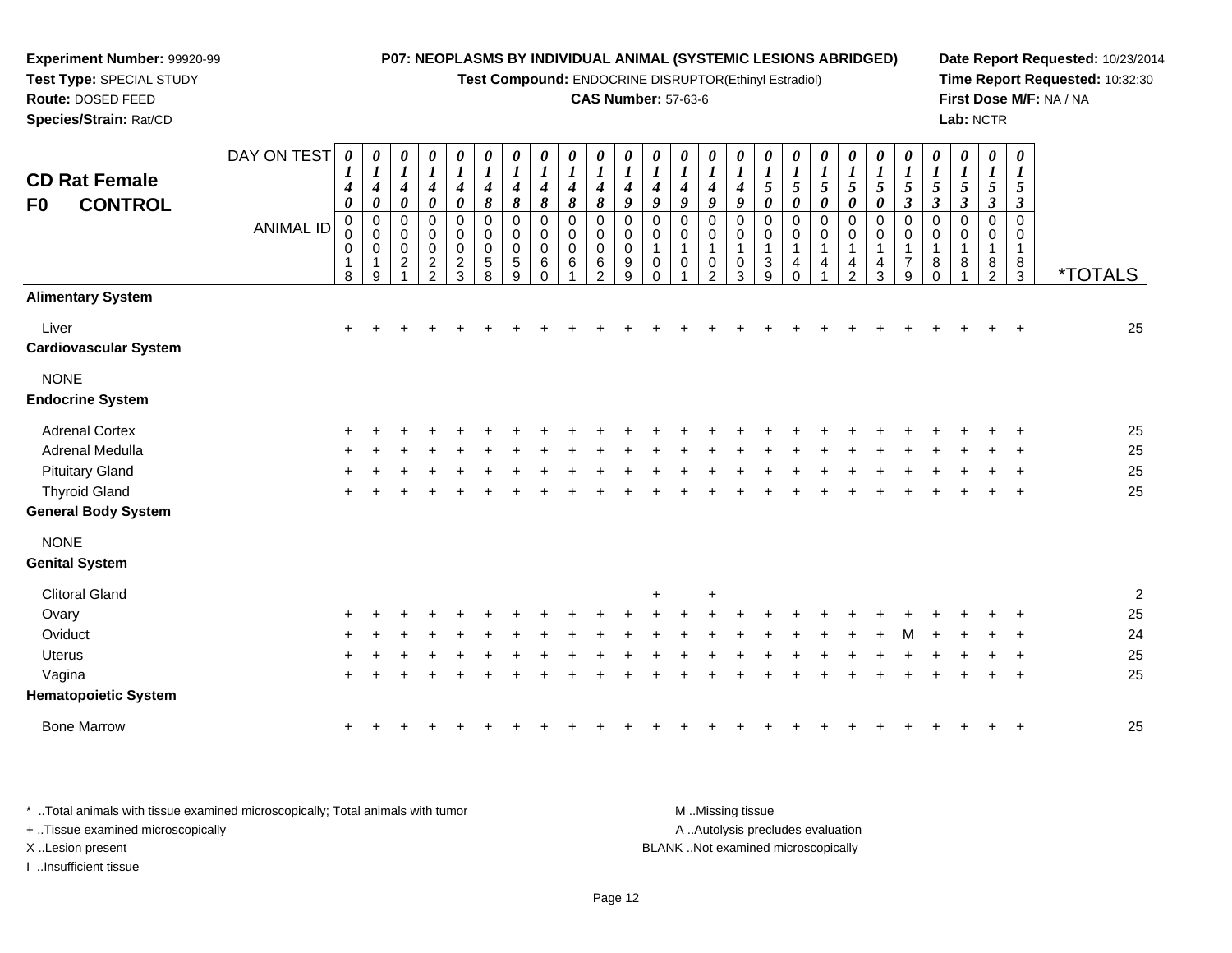**Experiment Number:** 99920-99
**Test Type:** SPECIAL STUDY
**Route:** DOSED FEED
**Species/Strain:** Rat/CD

**P07: NEOPLASMS BY INDIVIDUAL ANIMAL (SYSTEMIC LESIONS ABRIDGED)**
**Test Compound:** ENDOCRINE DISRUPTOR(Ethinyl Estradiol)
**CAS Number:** 57-63-6

**Date Report Requested:** 10/23/2014
**Time Report Requested:** 10:32:30
**First Dose M/F:** NA / NA
**Lab:** NCTR

## CD Rat Female
## F0 CONTROL

| DAY ON TEST | 0140 | 0140 | 0140 | 0140 | 0140 | 0148 | 0148 | 0148 | 0148 | 0148 | 0149 | 0149 | 0149 | 0149 | 0149 | 0150 | 0150 | 0150 | 0150 | 0150 | 0153 | 0153 | 0153 | 0153 | 0153 | |
|---|---|---|---|---|---|---|---|---|---|---|---|---|---|---|---|---|---|---|---|---|---|---|---|---|---|---|
| **ANIMAL ID** | 00018 | 00019 | 00021 | 00022 | 00023 | 00058 | 00059 | 00060 | 00061 | 00062 | 00099 | 00100 | 00101 | 00102 | 00103 | 00139 | 00140 | 00141 | 00142 | 00143 | 00179 | 00180 | 00181 | 00182 | 00183 | ***TOTALS** |
| **Alimentary System** | | | | | | | | | | | | | | | | | | | | | | | | | | |
| Liver | + | + | + | + | + | + | + | + | + | + | + | + | + | + | + | + | + | + | + | + | + | + | + | + | + | 25 |
| **Cardiovascular System** | | | | | | | | | | | | | | | | | | | | | | | | | | |
| NONE | | | | | | | | | | | | | | | | | | | | | | | | | | |
| **Endocrine System** | | | | | | | | | | | | | | | | | | | | | | | | | | |
| Adrenal Cortex | + | + | + | + | + | + | + | + | + | + | + | + | + | + | + | + | + | + | + | + | + | + | + | + | + | 25 |
| Adrenal Medulla | + | + | + | + | + | + | + | + | + | + | + | + | + | + | + | + | + | + | + | + | + | + | + | + | + | 25 |
| Pituitary Gland | + | + | + | + | + | + | + | + | + | + | + | + | + | + | + | + | + | + | + | + | + | + | + | + | + | 25 |
| Thyroid Gland | + | + | + | + | + | + | + | + | + | + | + | + | + | + | + | + | + | + | + | + | + | + | + | + | + | 25 |
| **General Body System** | | | | | | | | | | | | | | | | | | | | | | | | | | |
| NONE | | | | | | | | | | | | | | | | | | | | | | | | | | |
| **Genital System** | | | | | | | | | | | | | | | | | | | | | | | | | | |
| Clitoral Gland | | | | | | | | | | | | + | | + | | | | | | | | | | | | 2 |
| Ovary | + | + | + | + | + | + | + | + | + | + | + | + | + | + | + | + | + | + | + | + | + | + | + | + | + | 25 |
| Oviduct | + | + | + | + | + | + | + | + | + | + | + | + | + | + | + | + | + | + | + | + | M | + | + | + | + | 24 |
| Uterus | + | + | + | + | + | + | + | + | + | + | + | + | + | + | + | + | + | + | + | + | + | + | + | + | + | 25 |
| Vagina | + | + | + | + | + | + | + | + | + | + | + | + | + | + | + | + | + | + | + | + | + | + | + | + | + | 25 |
| **Hematopoietic System** | | | | | | | | | | | | | | | | | | | | | | | | | | |
| Bone Marrow | + | + | + | + | + | + | + | + | + | + | + | + | + | + | + | + | + | + | + | + | + | + | + | + | + | 25 |

* ..Total animals with tissue examined microscopically; Total animals with tumor
+ ..Tissue examined microscopically
X ..Lesion present
I ..Insufficient tissue

M ..Missing tissue
A ..Autolysis precludes evaluation
BLANK ..Not examined microscopically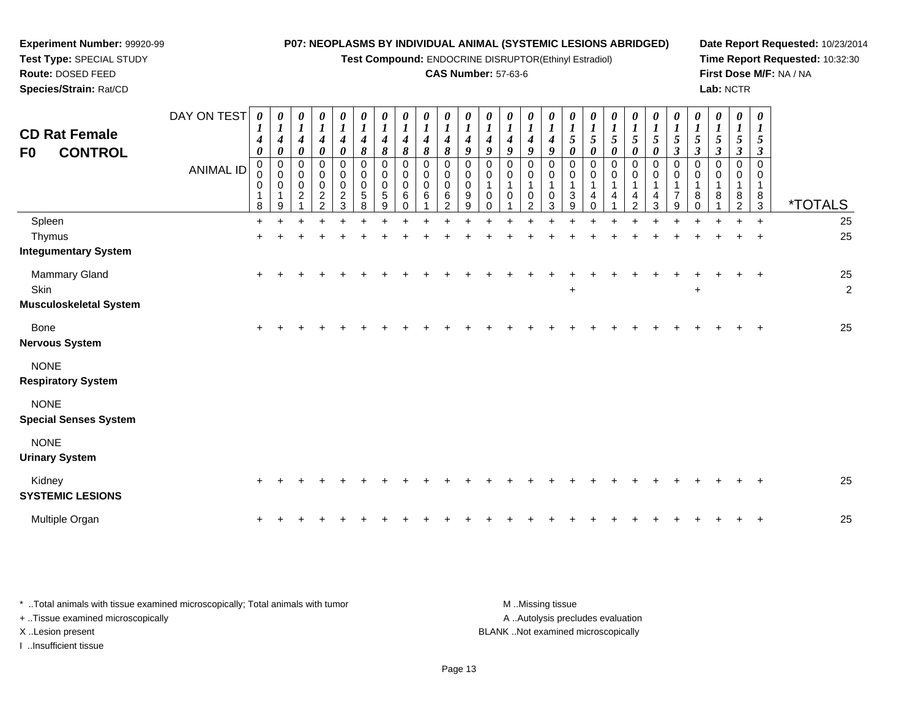**Experiment Number:** 99920-99
**Test Type:** SPECIAL STUDY
**Route:** DOSED FEED
**Species/Strain:** Rat/CD

**P07: NEOPLASMS BY INDIVIDUAL ANIMAL (SYSTEMIC LESIONS ABRIDGED)**
**Test Compound:** ENDOCRINE DISRUPTOR(Ethinyl Estradiol)
**CAS Number:** 57-63-6

**Date Report Requested:** 10/23/2014
**Time Report Requested:** 10:32:30
**First Dose M/F:** NA / NA
**Lab:** NCTR

## CD Rat Female
## F0 CONTROL

| DAY ON TEST | 0140 | 0140 | 0140 | 0140 | 0140 | 0148 | 0148 | 0148 | 0148 | 0148 | 0149 | 0149 | 0149 | 0149 | 0149 | 0150 | 0150 | 0150 | 0150 | 0150 | 0153 | 0153 | 0153 | 0153 | 0153 | |
|---|---|---|---|---|---|---|---|---|---|---|---|---|---|---|---|---|---|---|---|---|---|---|---|---|---|---|
| **ANIMAL ID** | 00018 | 00019 | 00021 | 00022 | 00023 | 00058 | 00059 | 00060 | 00061 | 00062 | 00099 | 00100 | 00101 | 00102 | 00103 | 00139 | 00140 | 00141 | 00142 | 00143 | 00179 | 00180 | 00181 | 00182 | 00183 | ***TOTALS** |
| Spleen | + | + | + | + | + | + | + | + | + | + | + | + | + | + | + | + | + | + | + | + | + | + | + | + | + | 25 |
| Thymus | + | + | + | + | + | + | + | + | + | + | + | + | + | + | + | + | + | + | + | + | + | + | + | + | + | 25 |
| **Integumentary System** | | | | | | | | | | | | | | | | | | | | | | | | | | |
| Mammary Gland | + | + | + | + | + | + | + | + | + | + | + | + | + | + | + | + | + | + | + | + | + | + | + | + | + | 25 |
| Skin | | | | | | | | | | | | | | | | + | | | | | | + | | | | 2 |
| **Musculoskeletal System** | | | | | | | | | | | | | | | | | | | | | | | | | | |
| Bone | + | + | + | + | + | + | + | + | + | + | + | + | + | + | + | + | + | + | + | + | + | + | + | + | + | 25 |
| **Nervous System** | | | | | | | | | | | | | | | | | | | | | | | | | | |
| NONE | | | | | | | | | | | | | | | | | | | | | | | | | | |
| **Respiratory System** | | | | | | | | | | | | | | | | | | | | | | | | | | |
| NONE | | | | | | | | | | | | | | | | | | | | | | | | | | |
| **Special Senses System** | | | | | | | | | | | | | | | | | | | | | | | | | | |
| NONE | | | | | | | | | | | | | | | | | | | | | | | | | | |
| **Urinary System** | | | | | | | | | | | | | | | | | | | | | | | | | | |
| Kidney | + | + | + | + | + | + | + | + | + | + | + | + | + | + | + | + | + | + | + | + | + | + | + | + | + | 25 |
| **SYSTEMIC LESIONS** | | | | | | | | | | | | | | | | | | | | | | | | | | |
| Multiple Organ | + | + | + | + | + | + | + | + | + | + | + | + | + | + | + | + | + | + | + | + | + | + | + | + | + | 25 |

\* ..Total animals with tissue examined microscopically; Total animals with tumor
\+ ..Tissue examined microscopically
X ..Lesion present
I ..Insufficient tissue

M ..Missing tissue
A ..Autolysis precludes evaluation
BLANK ..Not examined microscopically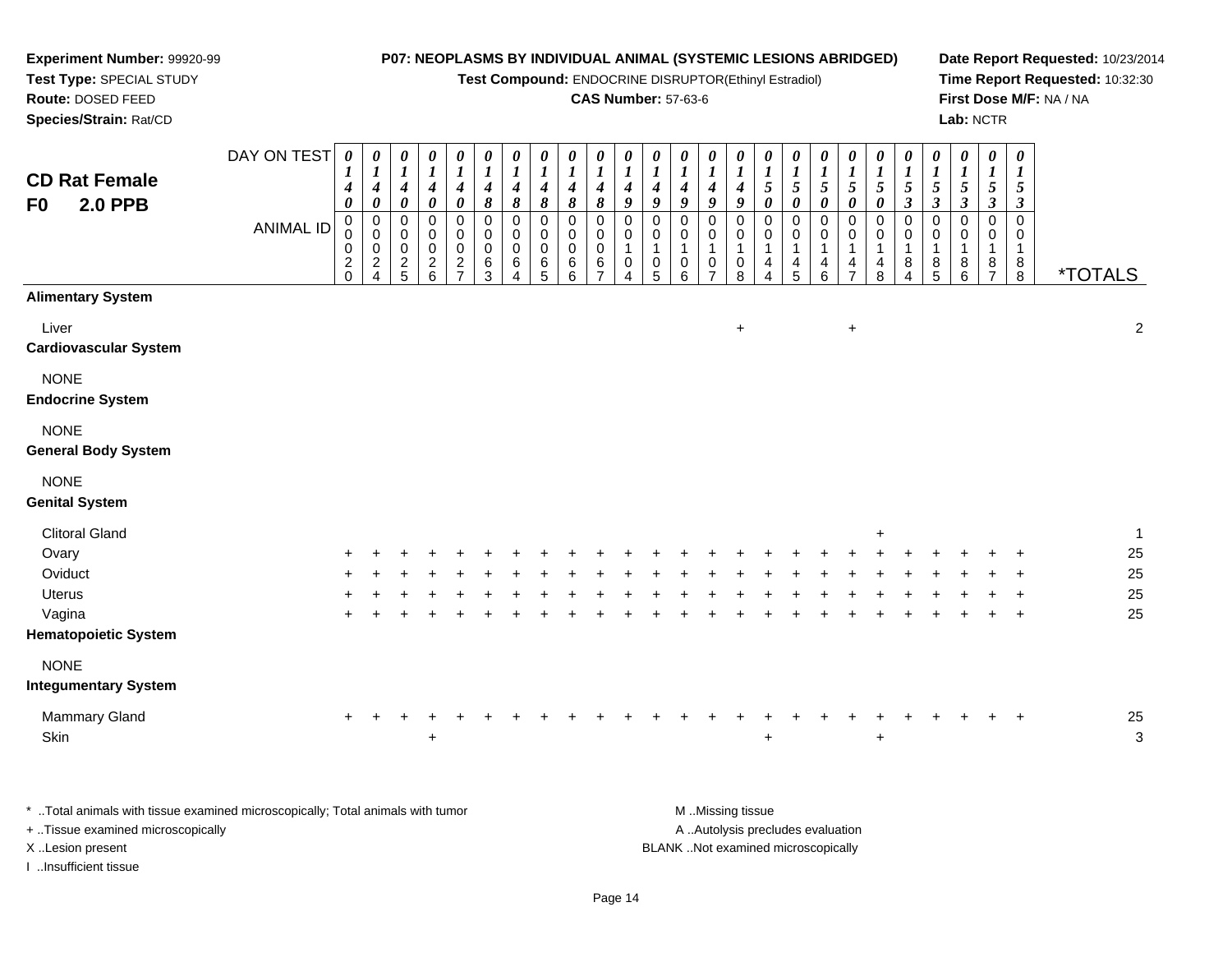**Experiment Number:** 99920-99
**Test Type:** SPECIAL STUDY
**Route:** DOSED FEED
**Species/Strain:** Rat/CD

**P07: NEOPLASMS BY INDIVIDUAL ANIMAL (SYSTEMIC LESIONS ABRIDGED)**
**Test Compound:** ENDOCRINE DISRUPTOR(Ethinyl Estradiol)
**CAS Number:** 57-63-6

**Date Report Requested:** 10/23/2014
**Time Report Requested:** 10:32:30
**First Dose M/F:** NA / NA
**Lab:** NCTR

## CD Rat Female
## F0 2.0 PPB

| DAY ON TEST | 0140 | 0140 | 0140 | 0140 | 0140 | 0148 | 0148 | 0148 | 0148 | 0148 | 0149 | 0149 | 0149 | 0149 | 0149 | 0150 | 0150 | 0150 | 0150 | 0150 | 0153 | 0153 | 0153 | 0153 | 0153 | |
|---|---|---|---|---|---|---|---|---|---|---|---|---|---|---|---|---|---|---|---|---|---|---|---|---|---|---|
| **ANIMAL ID** | 0020 | 0024 | 0025 | 0026 | 0027 | 0063 | 0064 | 0065 | 0066 | 0067 | 0104 | 0105 | 0106 | 0107 | 0108 | 0144 | 0145 | 0146 | 0147 | 0148 | 0184 | 0185 | 0186 | 0187 | 0188 | ***TOTALS** |
| **Alimentary System** | | | | | | | | | | | | | | | | | | | | | | | | | | |
| Liver | | | | | | | | | | | | | | | + | | | | + | | | | | | | 2 |
| **Cardiovascular System** | | | | | | | | | | | | | | | | | | | | | | | | | | |
| NONE | | | | | | | | | | | | | | | | | | | | | | | | | | |
| **Endocrine System** | | | | | | | | | | | | | | | | | | | | | | | | | | |
| NONE | | | | | | | | | | | | | | | | | | | | | | | | | | |
| **General Body System** | | | | | | | | | | | | | | | | | | | | | | | | | | |
| NONE | | | | | | | | | | | | | | | | | | | | | | | | | | |
| **Genital System** | | | | | | | | | | | | | | | | | | | | | | | | | | |
| Clitoral Gland | | | | | | | | | | | | | | | | | | | | + | | | | | | 1 |
| Ovary | + | + | + | + | + | + | + | + | + | + | + | + | + | + | + | + | + | + | + | + | + | + | + | + | + | 25 |
| Oviduct | + | + | + | + | + | + | + | + | + | + | + | + | + | + | + | + | + | + | + | + | + | + | + | + | + | 25 |
| Uterus | + | + | + | + | + | + | + | + | + | + | + | + | + | + | + | + | + | + | + | + | + | + | + | + | + | 25 |
| Vagina | + | + | + | + | + | + | + | + | + | + | + | + | + | + | + | + | + | + | + | + | + | + | + | + | + | 25 |
| **Hematopoietic System** | | | | | | | | | | | | | | | | | | | | | | | | | | |
| NONE | | | | | | | | | | | | | | | | | | | | | | | | | | |
| **Integumentary System** | | | | | | | | | | | | | | | | | | | | | | | | | | |
| Mammary Gland | + | + | + | + | + | + | + | + | + | + | + | + | + | + | + | + | + | + | + | + | + | + | + | + | + | 25 |
| Skin | | | | + | | | | | | | | | | | | + | | | | + | | | | | | 3 |

* ..Total animals with tissue examined microscopically; Total animals with tumor
+ ..Tissue examined microscopically
X ..Lesion present
I ..Insufficient tissue

M ..Missing tissue
A ..Autolysis precludes evaluation
BLANK ..Not examined microscopically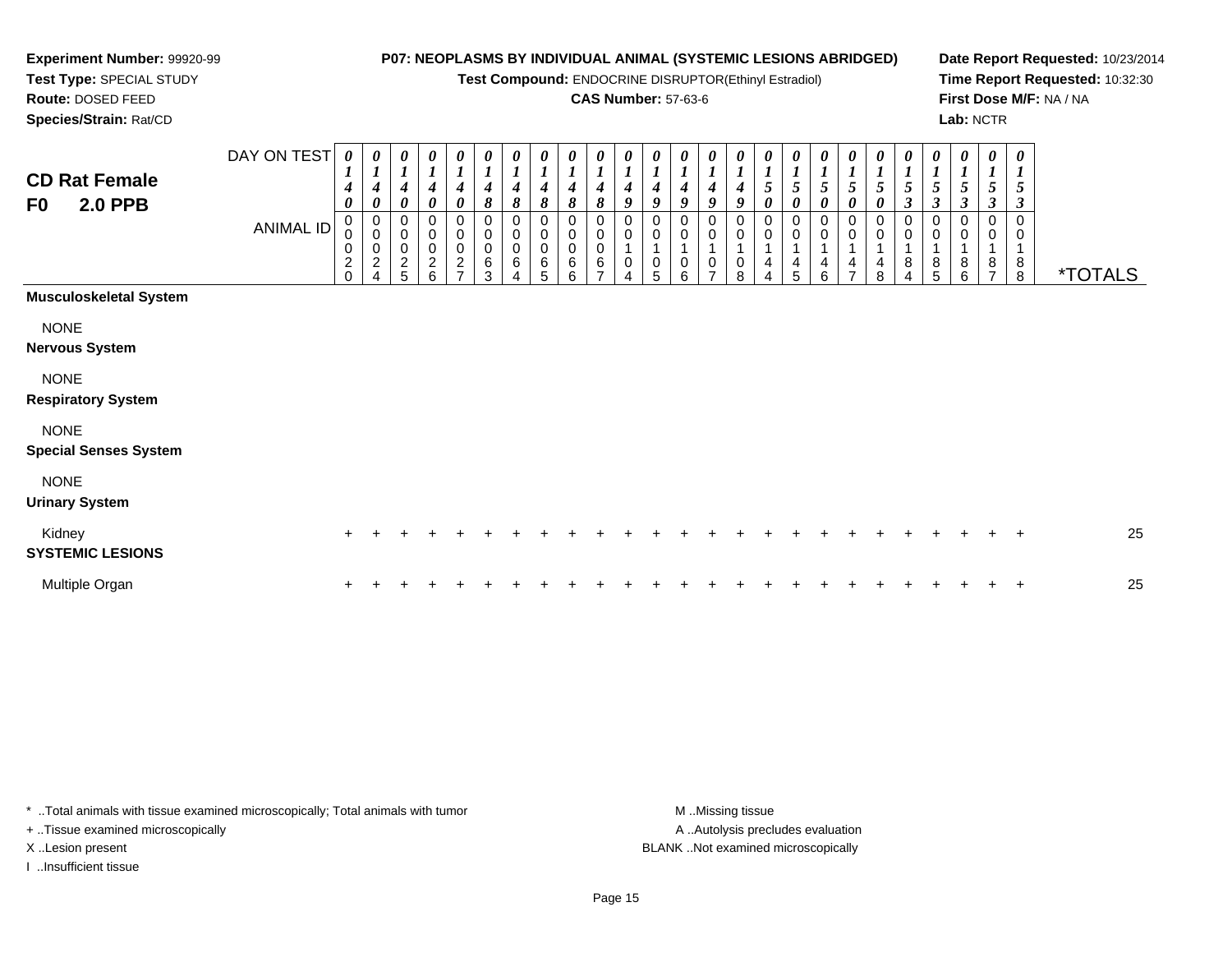**Experiment Number:** 99920-99
**Test Type:** SPECIAL STUDY
**Route:** DOSED FEED
**Species/Strain:** Rat/CD

**P07: NEOPLASMS BY INDIVIDUAL ANIMAL (SYSTEMIC LESIONS ABRIDGED)**
**Test Compound:** ENDOCRINE DISRUPTOR(Ethinyl Estradiol)
**CAS Number:** 57-63-6

**Date Report Requested:** 10/23/2014
**Time Report Requested:** 10:32:30
**First Dose M/F:** NA / NA
**Lab:** NCTR

## CD Rat Female F0 2.0 PPB

| DAY ON TEST | 0140 | 0140 | 0140 | 0140 | 0140 | 0148 | 0148 | 0148 | 0148 | 0148 | 0149 | 0149 | 0149 | 0149 | 0149 | 0150 | 0150 | 0150 | 0150 | 0150 | 0153 | 0153 | 0153 | 0153 | 0153 | |
|---|---|---|---|---|---|---|---|---|---|---|---|---|---|---|---|---|---|---|---|---|---|---|---|---|---|---|
| ANIMAL ID | 00020 | 00024 | 00025 | 00026 | 00027 | 00063 | 00064 | 00065 | 00066 | 00067 | 00104 | 00105 | 00106 | 00107 | 00108 | 00144 | 00145 | 00146 | 00147 | 00148 | 00184 | 00185 | 00186 | 00187 | 00188 | *TOTALS |
| **Musculoskeletal System** | | | | | | | | | | | | | | | | | | | | | | | | | | |
| NONE | | | | | | | | | | | | | | | | | | | | | | | | | | |
| **Nervous System** | | | | | | | | | | | | | | | | | | | | | | | | | | |
| NONE | | | | | | | | | | | | | | | | | | | | | | | | | | |
| **Respiratory System** | | | | | | | | | | | | | | | | | | | | | | | | | | |
| NONE | | | | | | | | | | | | | | | | | | | | | | | | | | |
| **Special Senses System** | | | | | | | | | | | | | | | | | | | | | | | | | | |
| NONE | | | | | | | | | | | | | | | | | | | | | | | | | | |
| **Urinary System** | | | | | | | | | | | | | | | | | | | | | | | | | | |
| Kidney | + | + | + | + | + | + | + | + | + | + | + | + | + | + | + | + | + | + | + | + | + | + | + | + | + | 25 |
| **SYSTEMIC LESIONS** | | | | | | | | | | | | | | | | | | | | | | | | | | |
| Multiple Organ | + | + | + | + | + | + | + | + | + | + | + | + | + | + | + | + | + | + | + | + | + | + | + | + | + | 25 |

* ..Total animals with tissue examined microscopically; Total animals with tumor
+ ..Tissue examined microscopically
X ..Lesion present
I ..Insufficient tissue

M ..Missing tissue
A ..Autolysis precludes evaluation
BLANK ..Not examined microscopically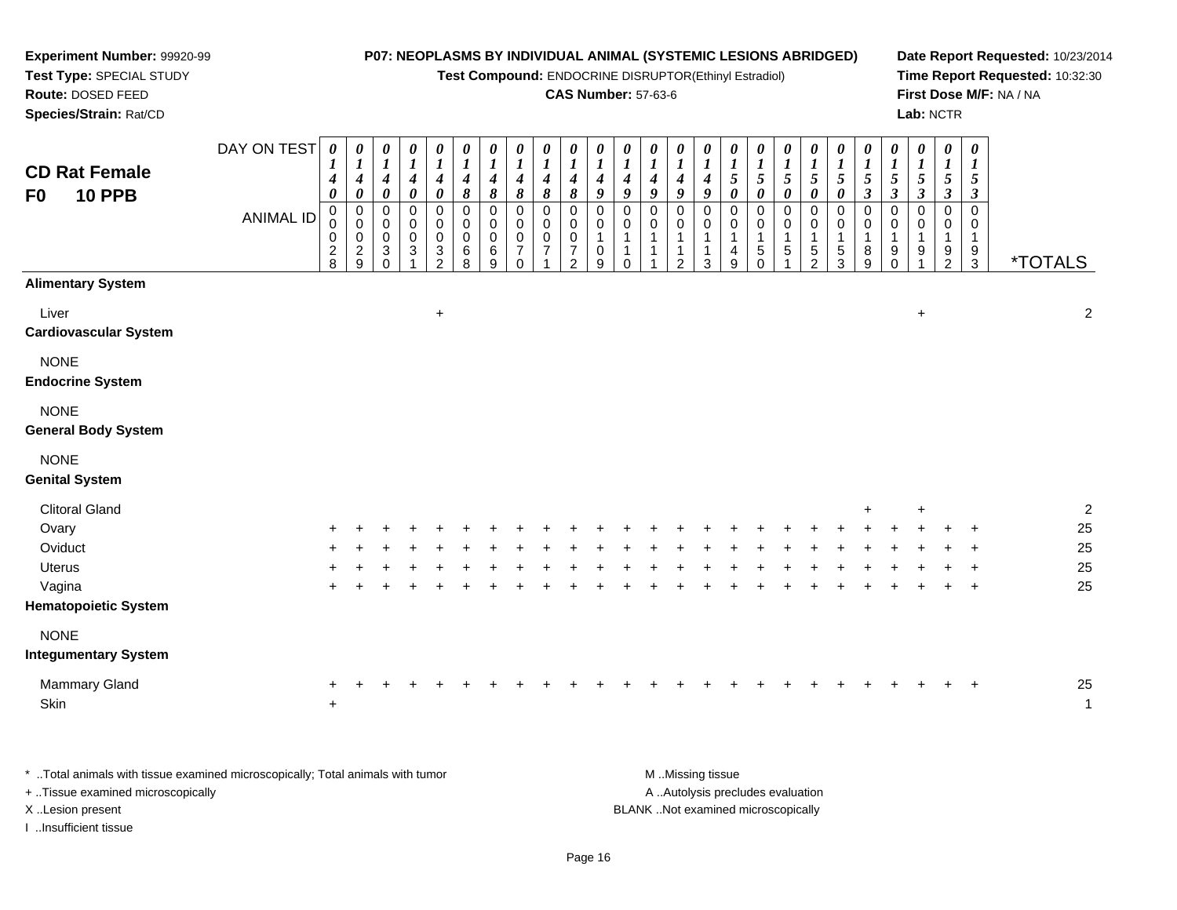**Experiment Number:** 99920-99
**Test Type:** SPECIAL STUDY
**Route:** DOSED FEED
**Species/Strain:** Rat/CD

**P07: NEOPLASMS BY INDIVIDUAL ANIMAL (SYSTEMIC LESIONS ABRIDGED)**
**Test Compound:** ENDOCRINE DISRUPTOR(Ethinyl Estradiol)
**CAS Number:** 57-63-6

**Date Report Requested:** 10/23/2014
**Time Report Requested:** 10:32:30
**First Dose M/F:** NA / NA
**Lab:** NCTR

## CD Rat Female F0 10 PPB

| DAY ON TEST | 0140 | 0140 | 0140 | 0140 | 0140 | 0148 | 0148 | 0148 | 0148 | 0148 | 0149 | 0149 | 0149 | 0149 | 0149 | 0150 | 0150 | 0150 | 0150 | 0150 | 0153 | 0153 | 0153 | 0153 | 0153 | |
|---|---|---|---|---|---|---|---|---|---|---|---|---|---|---|---|---|---|---|---|---|---|---|---|---|---|---|
| **ANIMAL ID** | 00028 | 00029 | 00030 | 00031 | 00032 | 00068 | 00069 | 00070 | 00071 | 00072 | 00109 | 00110 | 00111 | 00112 | 00113 | 00149 | 00150 | 00151 | 00152 | 00153 | 00189 | 00190 | 00191 | 00192 | 00193 | ***TOTALS** |
| **Alimentary System** | | | | | | | | | | | | | | | | | | | | | | | | | | |
| Liver | | | | | + | | | | | | | | | | | | | | | | | | + | | | 2 |
| **Cardiovascular System** | | | | | | | | | | | | | | | | | | | | | | | | | | |
| NONE | | | | | | | | | | | | | | | | | | | | | | | | | | |
| **Endocrine System** | | | | | | | | | | | | | | | | | | | | | | | | | | |
| NONE | | | | | | | | | | | | | | | | | | | | | | | | | | |
| **General Body System** | | | | | | | | | | | | | | | | | | | | | | | | | | |
| NONE | | | | | | | | | | | | | | | | | | | | | | | | | | |
| **Genital System** | | | | | | | | | | | | | | | | | | | | | | | | | | |
| Clitoral Gland | | | | | | | | | | | | | | | | | | | | | + | | + | | | 2 |
| Ovary | + | + | + | + | + | + | + | + | + | + | + | + | + | + | + | + | + | + | + | + | + | + | + | + | + | 25 |
| Oviduct | + | + | + | + | + | + | + | + | + | + | + | + | + | + | + | + | + | + | + | + | + | + | + | + | + | 25 |
| Uterus | + | + | + | + | + | + | + | + | + | + | + | + | + | + | + | + | + | + | + | + | + | + | + | + | + | 25 |
| Vagina | + | + | + | + | + | + | + | + | + | + | + | + | + | + | + | + | + | + | + | + | + | + | + | + | + | 25 |
| **Hematopoietic System** | | | | | | | | | | | | | | | | | | | | | | | | | | |
| NONE | | | | | | | | | | | | | | | | | | | | | | | | | | |
| **Integumentary System** | | | | | | | | | | | | | | | | | | | | | | | | | | |
| Mammary Gland | + | + | + | + | + | + | + | + | + | + | + | + | + | + | + | + | + | + | + | + | + | + | + | + | + | 25 |
| Skin | + | | | | | | | | | | | | | | | | | | | | | | | | | 1 |

\* ..Total animals with tissue examined microscopically; Total animals with tumor
\+ ..Tissue examined microscopically
X ..Lesion present
I ..Insufficient tissue

M ..Missing tissue
A ..Autolysis precludes evaluation
BLANK ..Not examined microscopically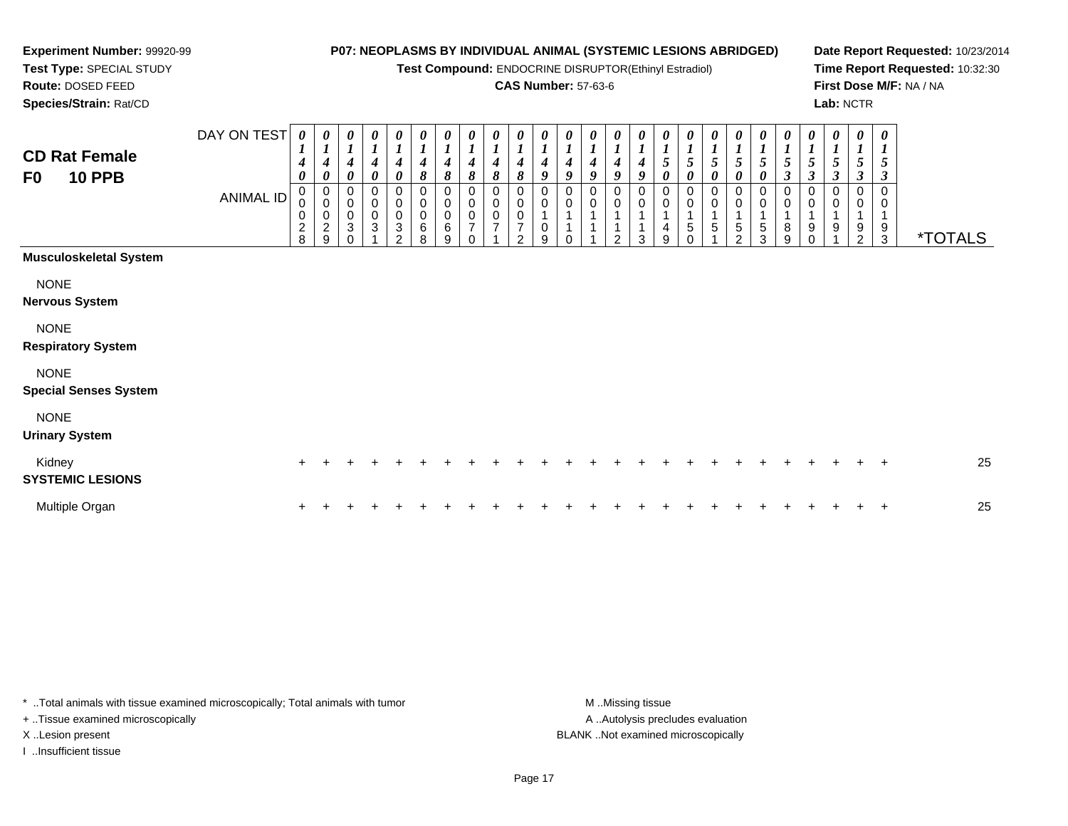**Experiment Number:** 99920-99
**Test Type:** SPECIAL STUDY
**Route:** DOSED FEED
**Species/Strain:** Rat/CD

**P07: NEOPLASMS BY INDIVIDUAL ANIMAL (SYSTEMIC LESIONS ABRIDGED)**
**Test Compound:** ENDOCRINE DISRUPTOR(Ethinyl Estradiol)
**CAS Number:** 57-63-6

**Date Report Requested:** 10/23/2014
**Time Report Requested:** 10:32:30
**First Dose M/F:** NA / NA
**Lab:** NCTR

## CD Rat Female
## F0 10 PPB

| DAY ON TEST | 0140 | 0140 | 0140 | 0140 | 0140 | 0148 | 0148 | 0148 | 0148 | 0148 | 0149 | 0149 | 0149 | 0149 | 0149 | 0150 | 0150 | 0150 | 0150 | 0150 | 0153 | 0153 | 0153 | 0153 | 0153 | |
|---|---|---|---|---|---|---|---|---|---|---|---|---|---|---|---|---|---|---|---|---|---|---|---|---|---|---|
| ANIMAL ID | 00028 | 00029 | 00030 | 00031 | 00032 | 00068 | 00069 | 00070 | 00071 | 00072 | 00109 | 00110 | 00111 | 00112 | 00113 | 00149 | 00150 | 00151 | 00152 | 00153 | 00189 | 00190 | 00191 | 00192 | 00193 | *TOTALS |
| **Musculoskeletal System** | | | | | | | | | | | | | | | | | | | | | | | | | | |
| NONE | | | | | | | | | | | | | | | | | | | | | | | | | | |
| **Nervous System** | | | | | | | | | | | | | | | | | | | | | | | | | | |
| NONE | | | | | | | | | | | | | | | | | | | | | | | | | | |
| **Respiratory System** | | | | | | | | | | | | | | | | | | | | | | | | | | |
| NONE | | | | | | | | | | | | | | | | | | | | | | | | | | |
| **Special Senses System** | | | | | | | | | | | | | | | | | | | | | | | | | | |
| NONE | | | | | | | | | | | | | | | | | | | | | | | | | | |
| **Urinary System** | | | | | | | | | | | | | | | | | | | | | | | | | | |
| Kidney | + | + | + | + | + | + | + | + | + | + | + | + | + | + | + | + | + | + | + | + | + | + | + | + | + | 25 |
| **SYSTEMIC LESIONS** | | | | | | | | | | | | | | | | | | | | | | | | | | |
| Multiple Organ | + | + | + | + | + | + | + | + | + | + | + | + | + | + | + | + | + | + | + | + | + | + | + | + | + | 25 |

* ..Total animals with tissue examined microscopically; Total animals with tumor
+ ..Tissue examined microscopically
X ..Lesion present
I ..Insufficient tissue

M ..Missing tissue
A ..Autolysis precludes evaluation
BLANK ..Not examined microscopically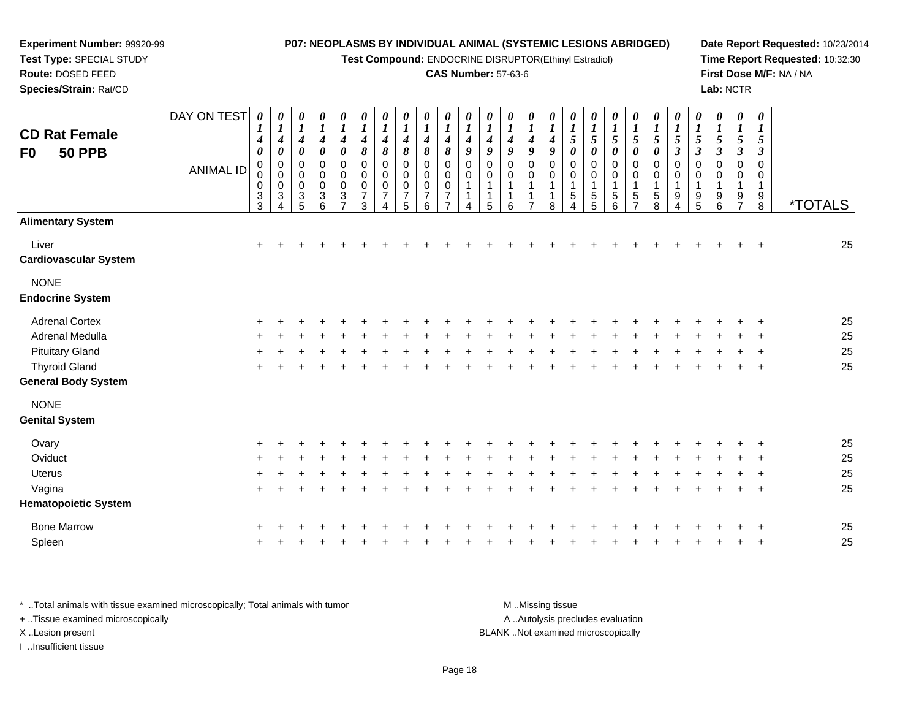**Experiment Number:** 99920-99
**Test Type:** SPECIAL STUDY
**Route:** DOSED FEED
**Species/Strain:** Rat/CD

**P07: NEOPLASMS BY INDIVIDUAL ANIMAL (SYSTEMIC LESIONS ABRIDGED)**
**Test Compound:** ENDOCRINE DISRUPTOR(Ethinyl Estradiol)
**CAS Number:** 57-63-6

**Date Report Requested:** 10/23/2014
**Time Report Requested:** 10:32:30
**First Dose M/F:** NA / NA
**Lab:** NCTR

## CD Rat Female F0 50 PPB

| DAY ON TEST | 0140 | 0140 | 0140 | 0140 | 0140 | 0148 | 0148 | 0148 | 0148 | 0148 | 0149 | 0149 | 0149 | 0149 | 0149 | 0150 | 0150 | 0150 | 0150 | 0150 | 0153 | 0153 | 0153 | 0153 | 0153 | |
|---|---|---|---|---|---|---|---|---|---|---|---|---|---|---|---|---|---|---|---|---|---|---|---|---|---|---|
| **ANIMAL ID** | 00033 | 00034 | 00035 | 00036 | 00037 | 00073 | 00074 | 00075 | 00076 | 00077 | 00114 | 00115 | 00116 | 00117 | 00118 | 00154 | 00155 | 00156 | 00157 | 00158 | 00194 | 00195 | 00196 | 00197 | 00198 | ***TOTALS** |
| **Alimentary System** | | | | | | | | | | | | | | | | | | | | | | | | | | |
| Liver | + | + | + | + | + | + | + | + | + | + | + | + | + | + | + | + | + | + | + | + | + | + | + | + | + | 25 |
| **Cardiovascular System** | | | | | | | | | | | | | | | | | | | | | | | | | | |
| NONE | | | | | | | | | | | | | | | | | | | | | | | | | | |
| **Endocrine System** | | | | | | | | | | | | | | | | | | | | | | | | | | |
| Adrenal Cortex | + | + | + | + | + | + | + | + | + | + | + | + | + | + | + | + | + | + | + | + | + | + | + | + | + | 25 |
| Adrenal Medulla | + | + | + | + | + | + | + | + | + | + | + | + | + | + | + | + | + | + | + | + | + | + | + | + | + | 25 |
| Pituitary Gland | + | + | + | + | + | + | + | + | + | + | + | + | + | + | + | + | + | + | + | + | + | + | + | + | + | 25 |
| Thyroid Gland | + | + | + | + | + | + | + | + | + | + | + | + | + | + | + | + | + | + | + | + | + | + | + | + | + | 25 |
| **General Body System** | | | | | | | | | | | | | | | | | | | | | | | | | | |
| NONE | | | | | | | | | | | | | | | | | | | | | | | | | | |
| **Genital System** | | | | | | | | | | | | | | | | | | | | | | | | | | |
| Ovary | + | + | + | + | + | + | + | + | + | + | + | + | + | + | + | + | + | + | + | + | + | + | + | + | + | 25 |
| Oviduct | + | + | + | + | + | + | + | + | + | + | + | + | + | + | + | + | + | + | + | + | + | + | + | + | + | 25 |
| Uterus | + | + | + | + | + | + | + | + | + | + | + | + | + | + | + | + | + | + | + | + | + | + | + | + | + | 25 |
| Vagina | + | + | + | + | + | + | + | + | + | + | + | + | + | + | + | + | + | + | + | + | + | + | + | + | + | 25 |
| **Hematopoietic System** | | | | | | | | | | | | | | | | | | | | | | | | | | |
| Bone Marrow | + | + | + | + | + | + | + | + | + | + | + | + | + | + | + | + | + | + | + | + | + | + | + | + | + | 25 |
| Spleen | + | + | + | + | + | + | + | + | + | + | + | + | + | + | + | + | + | + | + | + | + | + | + | + | + | 25 |

* ..Total animals with tissue examined microscopically; Total animals with tumor
+ ..Tissue examined microscopically
X ..Lesion present
I ..Insufficient tissue

M ..Missing tissue
A ..Autolysis precludes evaluation
BLANK ..Not examined microscopically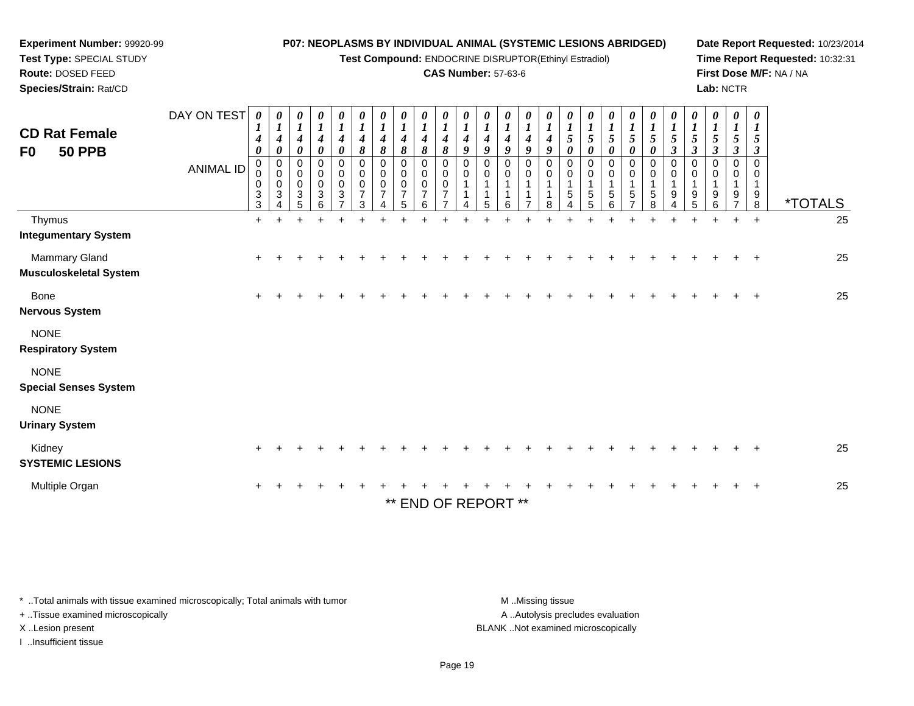**Experiment Number:** 99920-99
**Test Type:** SPECIAL STUDY
**Route:** DOSED FEED
**Species/Strain:** Rat/CD

**P07: NEOPLASMS BY INDIVIDUAL ANIMAL (SYSTEMIC LESIONS ABRIDGED)**
**Test Compound:** ENDOCRINE DISRUPTOR(Ethinyl Estradiol)
**CAS Number:** 57-63-6

**Date Report Requested:** 10/23/2014
**Time Report Requested:** 10:32:31
**First Dose M/F:** NA / NA
**Lab:** NCTR

## CD Rat Female
## F0 50 PPB

| DAY ON TEST | 0140 | 0140 | 0140 | 0140 | 0140 | 0148 | 0148 | 0148 | 0148 | 0148 | 0149 | 0149 | 0149 | 0149 | 0149 | 0150 | 0150 | 0150 | 0150 | 0150 | 0153 | 0153 | 0153 | 0153 | 0153 | |
|---|---|---|---|---|---|---|---|---|---|---|---|---|---|---|---|---|---|---|---|---|---|---|---|---|---|---|
| **ANIMAL ID** | 00033 | 00034 | 00035 | 00036 | 00037 | 00073 | 00074 | 00075 | 00076 | 00077 | 00114 | 00115 | 00116 | 00117 | 00118 | 00154 | 00155 | 00156 | 00157 | 00158 | 00194 | 00195 | 00196 | 00197 | 00198 | ***TOTALS** |
| Thymus | + | + | + | + | + | + | + | + | + | + | + | + | + | + | + | + | + | + | + | + | + | + | + | + | + | 25 |
| **Integumentary System** | | | | | | | | | | | | | | | | | | | | | | | | | | |
| Mammary Gland | + | + | + | + | + | + | + | + | + | + | + | + | + | + | + | + | + | + | + | + | + | + | + | + | + | 25 |
| **Musculoskeletal System** | | | | | | | | | | | | | | | | | | | | | | | | | | |
| Bone | + | + | + | + | + | + | + | + | + | + | + | + | + | + | + | + | + | + | + | + | + | + | + | + | + | 25 |
| **Nervous System** | | | | | | | | | | | | | | | | | | | | | | | | | | |
| NONE | | | | | | | | | | | | | | | | | | | | | | | | | | |
| **Respiratory System** | | | | | | | | | | | | | | | | | | | | | | | | | | |
| NONE | | | | | | | | | | | | | | | | | | | | | | | | | | |
| **Special Senses System** | | | | | | | | | | | | | | | | | | | | | | | | | | |
| NONE | | | | | | | | | | | | | | | | | | | | | | | | | | |
| **Urinary System** | | | | | | | | | | | | | | | | | | | | | | | | | | |
| Kidney | + | + | + | + | + | + | + | + | + | + | + | + | + | + | + | + | + | + | + | + | + | + | + | + | + | 25 |
| **SYSTEMIC LESIONS** | | | | | | | | | | | | | | | | | | | | | | | | | | |
| Multiple Organ | + | + | + | + | + | + | + | + | + | + | + | + | + | + | + | + | + | + | + | + | + | + | + | + | + | 25 |

** END OF REPORT **

* ..Total animals with tissue examined microscopically; Total animals with tumor
+ ..Tissue examined microscopically
X ..Lesion present
I ..Insufficient tissue

M ..Missing tissue
A ..Autolysis precludes evaluation
BLANK ..Not examined microscopically